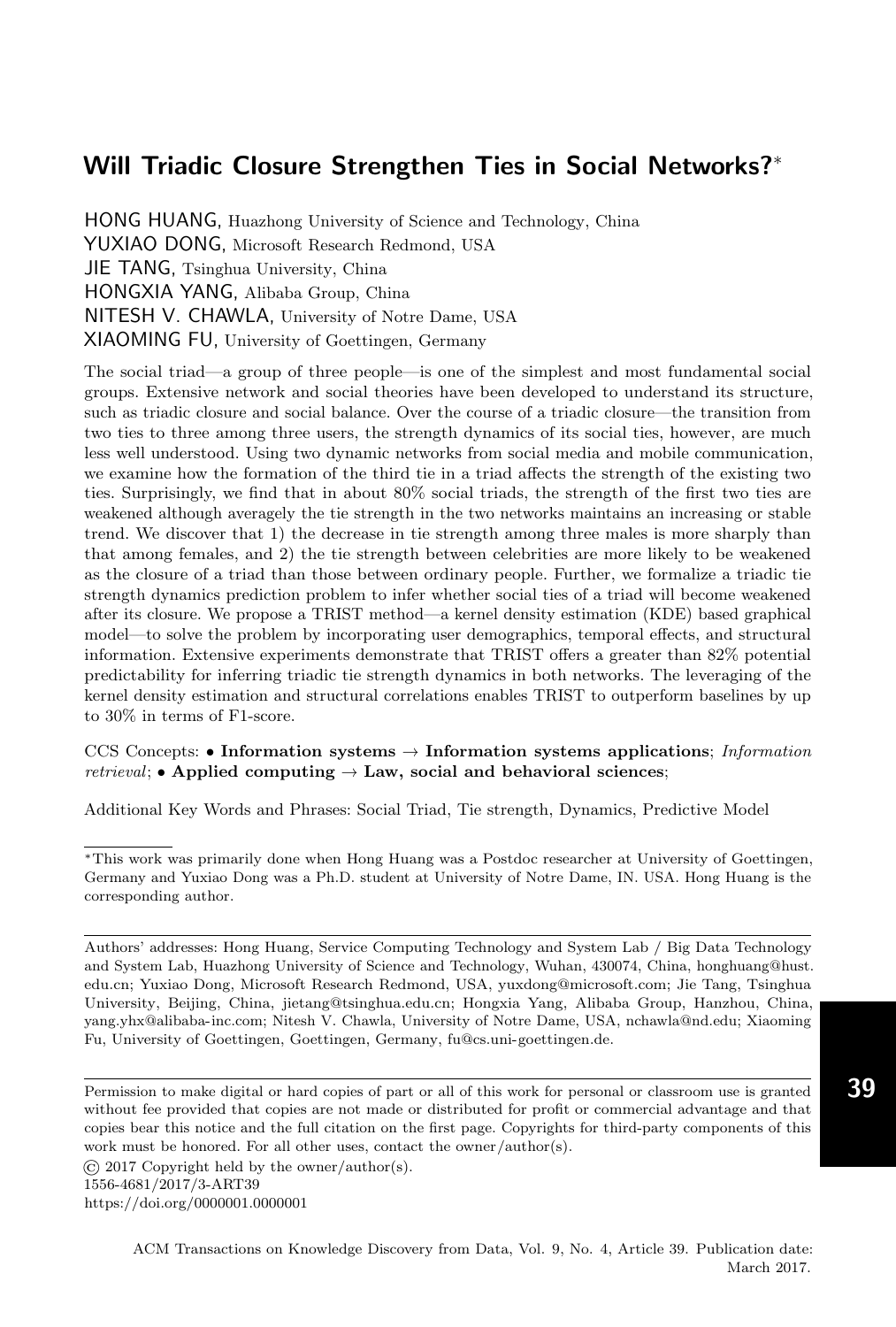# Will Triadic Closure Strengthen Ties in Social Networks?*

HONG HUANG, Huazhong University of Science and Technology, China
YUXIAO DONG, Microsoft Research Redmond, USA
JIE TANG, Tsinghua University, China
HONGXIA YANG, Alibaba Group, China
NITESH V. CHAWLA, University of Notre Dame, USA
XIAOMING FU, University of Goettingen, Germany

The social triad—a group of three people—is one of the simplest and most fundamental social groups. Extensive network and social theories have been developed to understand its structure, such as triadic closure and social balance. Over the course of a triadic closure—the transition from two ties to three among three users, the strength dynamics of its social ties, however, are much less well understood. Using two dynamic networks from social media and mobile communication, we examine how the formation of the third tie in a triad affects the strength of the existing two ties. Surprisingly, we find that in about 80% social triads, the strength of the first two ties are weakened although averagely the tie strength in the two networks maintains an increasing or stable trend. We discover that 1) the decrease in tie strength among three males is more sharply than that among females, and 2) the tie strength between celebrities are more likely to be weakened as the closure of a triad than those between ordinary people. Further, we formalize a triadic tie strength dynamics prediction problem to infer whether social ties of a triad will become weakened after its closure. We propose a TRIST method—a kernel density estimation (KDE) based graphical model—to solve the problem by incorporating user demographics, temporal effects, and structural information. Extensive experiments demonstrate that TRIST offers a greater than 82% potential predictability for inferring triadic tie strength dynamics in both networks. The leveraging of the kernel density estimation and structural correlations enables TRIST to outperform baselines by up to 30% in terms of F1-score.

CCS Concepts: • **Information systems** → **Information systems applications**; *Information retrieval*; • **Applied computing** → **Law, social and behavioral sciences**;

Additional Key Words and Phrases: Social Triad, Tie strength, Dynamics, Predictive Model

---

*This work was primarily done when Hong Huang was a Postdoc researcher at University of Goettingen, Germany and Yuxiao Dong was a Ph.D. student at University of Notre Dame, IN. USA. Hong Huang is the corresponding author.

Authors' addresses: Hong Huang, Service Computing Technology and System Lab / Big Data Technology and System Lab, Huazhong University of Science and Technology, Wuhan, 430074, China, honghuang@hust.edu.cn; Yuxiao Dong, Microsoft Research Redmond, USA, yuxdong@microsoft.com; Jie Tang, Tsinghua University, Beijing, China, jietang@tsinghua.edu.cn; Hongxia Yang, Alibaba Group, Hanzhou, China, yang.yhx@alibaba-inc.com; Nitesh V. Chawla, University of Notre Dame, USA, nchawla@nd.edu; Xiaoming Fu, University of Goettingen, Goettingen, Germany, fu@cs.uni-goettingen.de.

Permission to make digital or hard copies of part or all of this work for personal or classroom use is granted without fee provided that copies are not made or distributed for profit or commercial advantage and that copies bear this notice and the full citation on the first page. Copyrights for third-party components of this work must be honored. For all other uses, contact the owner/author(s).
© 2017 Copyright held by the owner/author(s).
1556-4681/2017/3-ART39
https://doi.org/0000001.0000001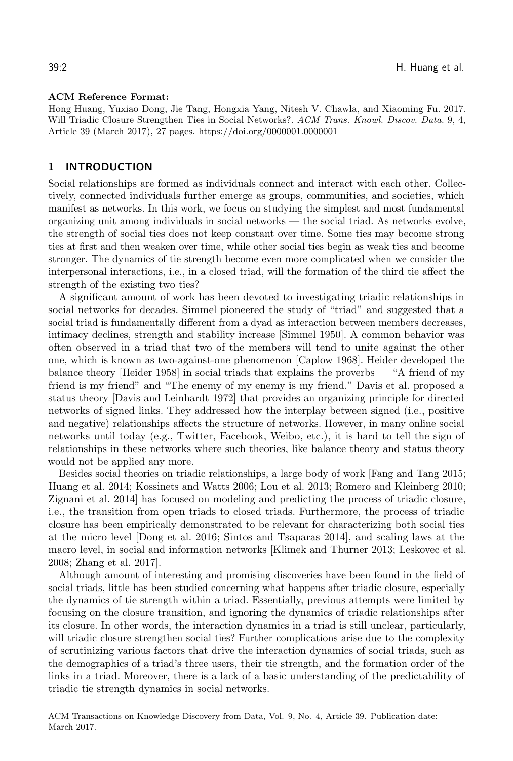**ACM Reference Format:**
Hong Huang, Yuxiao Dong, Jie Tang, Hongxia Yang, Nitesh V. Chawla, and Xiaoming Fu. 2017. Will Triadic Closure Strengthen Ties in Social Networks?. *ACM Trans. Knowl. Discov. Data.* 9, 4, Article 39 (March 2017), 27 pages. https://doi.org/0000001.0000001

## 1 INTRODUCTION

Social relationships are formed as individuals connect and interact with each other. Collectively, connected individuals further emerge as groups, communities, and societies, which manifest as networks. In this work, we focus on studying the simplest and most fundamental organizing unit among individuals in social networks — the social triad. As networks evolve, the strength of social ties does not keep constant over time. Some ties may become strong ties at first and then weaken over time, while other social ties begin as weak ties and become stronger. The dynamics of tie strength become even more complicated when we consider the interpersonal interactions, i.e., in a closed triad, will the formation of the third tie affect the strength of the existing two ties?

A significant amount of work has been devoted to investigating triadic relationships in social networks for decades. Simmel pioneered the study of "triad" and suggested that a social triad is fundamentally different from a dyad as interaction between members decreases, intimacy declines, strength and stability increase [Simmel 1950]. A common behavior was often observed in a triad that two of the members will tend to unite against the other one, which is known as two-against-one phenomenon [Caplow 1968]. Heider developed the balance theory [Heider 1958] in social triads that explains the proverbs — "A friend of my friend is my friend" and "The enemy of my enemy is my friend." Davis et al. proposed a status theory [Davis and Leinhardt 1972] that provides an organizing principle for directed networks of signed links. They addressed how the interplay between signed (i.e., positive and negative) relationships affects the structure of networks. However, in many online social networks until today (e.g., Twitter, Facebook, Weibo, etc.), it is hard to tell the sign of relationships in these networks where such theories, like balance theory and status theory would not be applied any more.

Besides social theories on triadic relationships, a large body of work [Fang and Tang 2015; Huang et al. 2014; Kossinets and Watts 2006; Lou et al. 2013; Romero and Kleinberg 2010; Zignani et al. 2014] has focused on modeling and predicting the process of triadic closure, i.e., the transition from open triads to closed triads. Furthermore, the process of triadic closure has been empirically demonstrated to be relevant for characterizing both social ties at the micro level [Dong et al. 2016; Sintos and Tsaparas 2014], and scaling laws at the macro level, in social and information networks [Klimek and Thurner 2013; Leskovec et al. 2008; Zhang et al. 2017].

Although amount of interesting and promising discoveries have been found in the field of social triads, little has been studied concerning what happens after triadic closure, especially the dynamics of tie strength within a triad. Essentially, previous attempts were limited by focusing on the closure transition, and ignoring the dynamics of triadic relationships after its closure. In other words, the interaction dynamics in a triad is still unclear, particularly, will triadic closure strengthen social ties? Further complications arise due to the complexity of scrutinizing various factors that drive the interaction dynamics of social triads, such as the demographics of a triad's three users, their tie strength, and the formation order of the links in a triad. Moreover, there is a lack of a basic understanding of the predictability of triadic tie strength dynamics in social networks.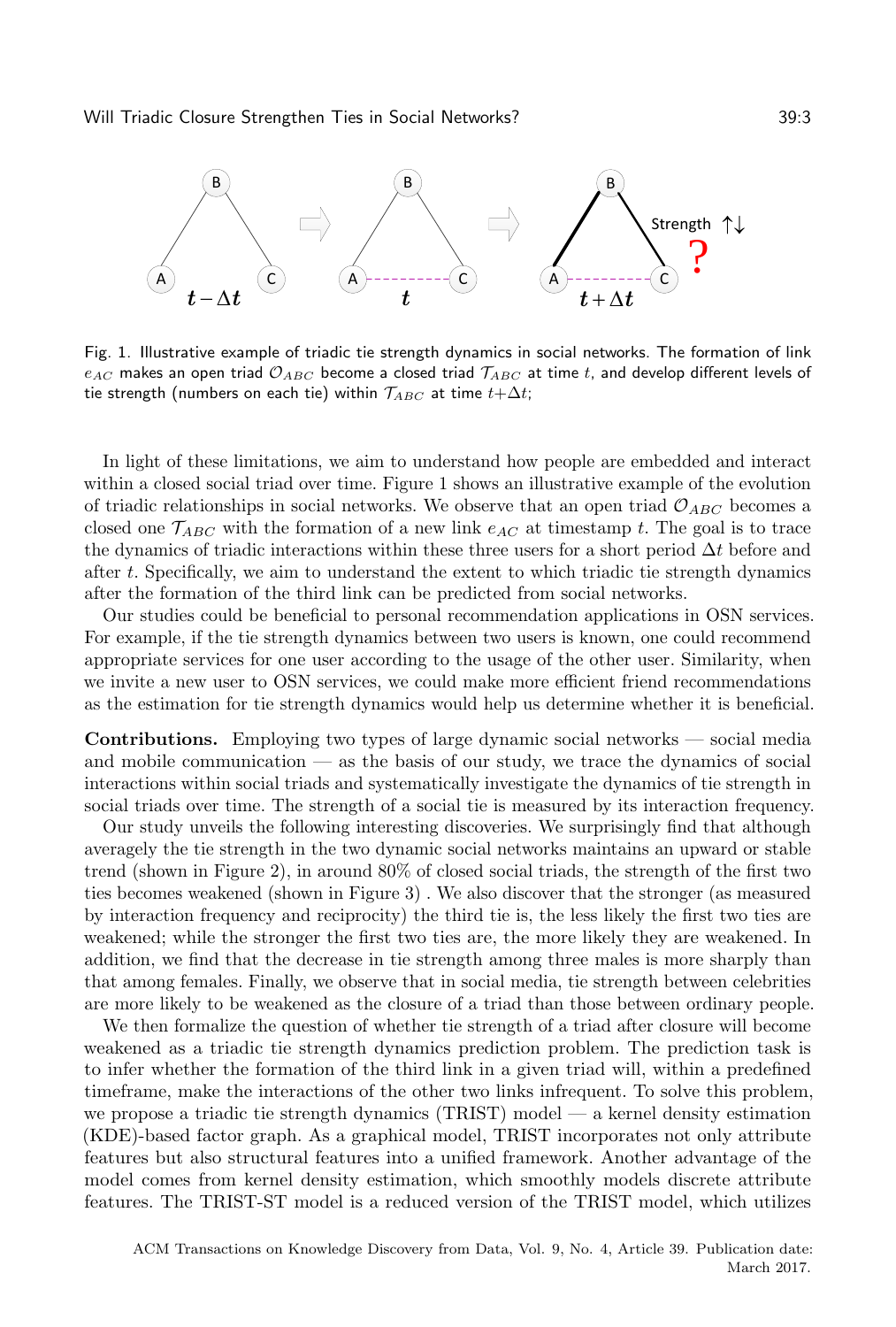Fig. 1. Illustrative example of triadic tie strength dynamics in social networks. The formation of link $e_{AC}$ makes an open triad $\mathcal{O}_{ABC}$ become a closed triad $\mathcal{T}_{ABC}$ at time $t$, and develop different levels of tie strength (numbers on each tie) within $\mathcal{T}_{ABC}$ at time $t+\Delta t$;

In light of these limitations, we aim to understand how people are embedded and interact within a closed social triad over time. Figure 1 shows an illustrative example of the evolution of triadic relationships in social networks. We observe that an open triad $\mathcal{O}_{ABC}$ becomes a closed one $\mathcal{T}_{ABC}$ with the formation of a new link $e_{AC}$ at timestamp $t$. The goal is to trace the dynamics of triadic interactions within these three users for a short period $\Delta t$ before and after $t$. Specifically, we aim to understand the extent to which triadic tie strength dynamics after the formation of the third link can be predicted from social networks.

Our studies could be beneficial to personal recommendation applications in OSN services. For example, if the tie strength dynamics between two users is known, one could recommend appropriate services for one user according to the usage of the other user. Similarity, when we invite a new user to OSN services, we could make more efficient friend recommendations as the estimation for tie strength dynamics would help us determine whether it is beneficial.

**Contributions.** Employing two types of large dynamic social networks — social media and mobile communication — as the basis of our study, we trace the dynamics of social interactions within social triads and systematically investigate the dynamics of tie strength in social triads over time. The strength of a social tie is measured by its interaction frequency.

Our study unveils the following interesting discoveries. We surprisingly find that although averagely the tie strength in the two dynamic social networks maintains an upward or stable trend (shown in Figure 2), in around 80% of closed social triads, the strength of the first two ties becomes weakened (shown in Figure 3) . We also discover that the stronger (as measured by interaction frequency and reciprocity) the third tie is, the less likely the first two ties are weakened; while the stronger the first two ties are, the more likely they are weakened. In addition, we find that the decrease in tie strength among three males is more sharply than that among females. Finally, we observe that in social media, tie strength between celebrities are more likely to be weakened as the closure of a triad than those between ordinary people.

We then formalize the question of whether tie strength of a triad after closure will become weakened as a triadic tie strength dynamics prediction problem. The prediction task is to infer whether the formation of the third link in a given triad will, within a predefined timeframe, make the interactions of the other two links infrequent. To solve this problem, we propose a triadic tie strength dynamics (TRIST) model — a kernel density estimation (KDE)-based factor graph. As a graphical model, TRIST incorporates not only attribute features but also structural features into a unified framework. Another advantage of the model comes from kernel density estimation, which smoothly models discrete attribute features. The TRIST-ST model is a reduced version of the TRIST model, which utilizes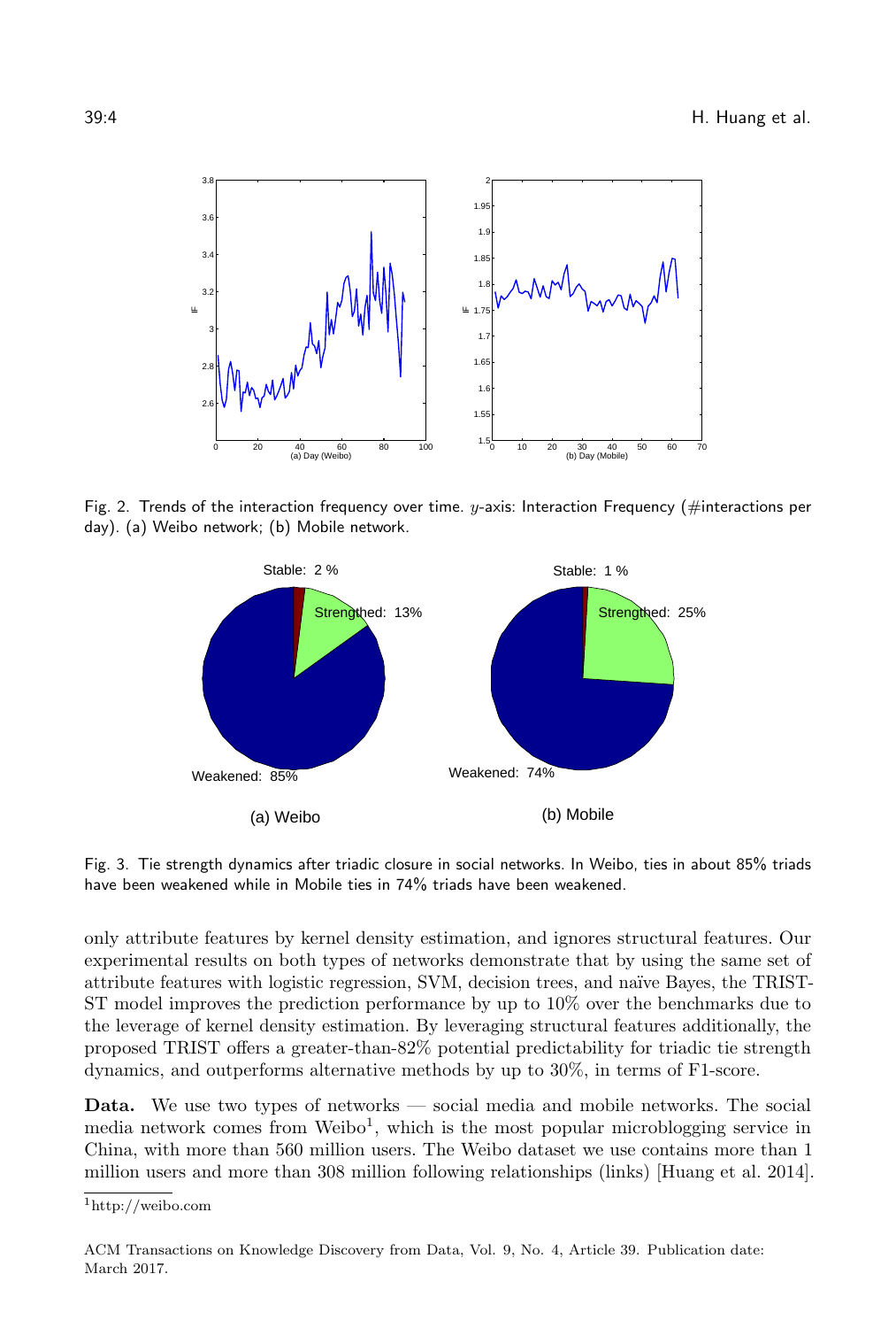Fig. 2. Trends of the interaction frequency over time. $y$-axis: Interaction Frequency (#interactions per day). (a) Weibo network; (b) Mobile network.

Fig. 3. Tie strength dynamics after triadic closure in social networks. In Weibo, ties in about 85% triads have been weakened while in Mobile ties in 74% triads have been weakened.

only attribute features by kernel density estimation, and ignores structural features. Our experimental results on both types of networks demonstrate that by using the same set of attribute features with logistic regression, SVM, decision trees, and naïve Bayes, the TRIST-ST model improves the prediction performance by up to 10% over the benchmarks due to the leverage of kernel density estimation. By leveraging structural features additionally, the proposed TRIST offers a greater-than-82% potential predictability for triadic tie strength dynamics, and outperforms alternative methods by up to 30%, in terms of F1-score.

**Data.** We use two types of networks — social media and mobile networks. The social media network comes from Weibo[1], which is the most popular microblogging service in China, with more than 560 million users. The Weibo dataset we use contains more than 1 million users and more than 308 million following relationships (links) [Huang et al. 2014].

[1] http://weibo.com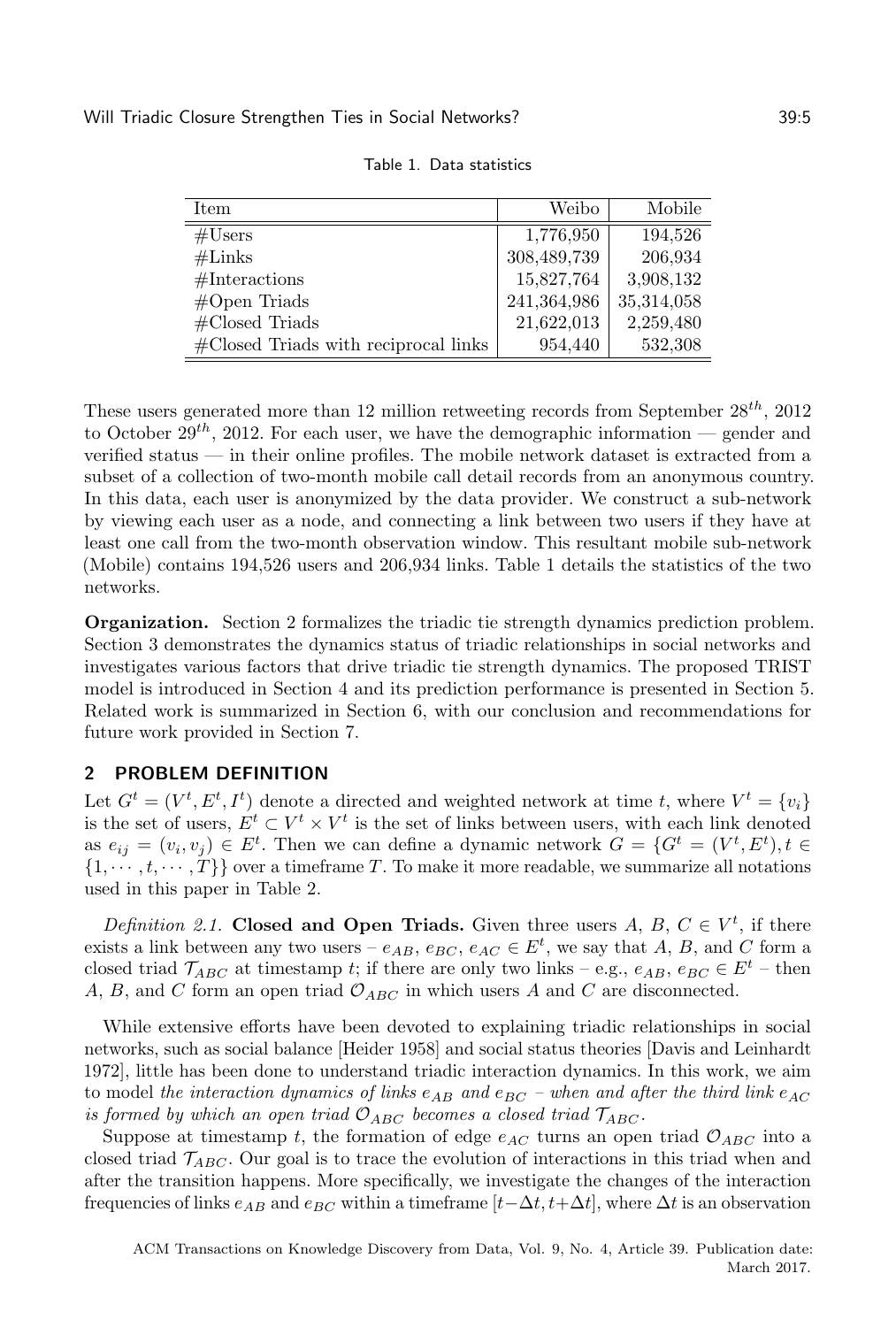Table 1. Data statistics

| Item | Weibo | Mobile |
|---|---|---|
| #Users | 1,776,950 | 194,526 |
| #Links | 308,489,739 | 206,934 |
| #Interactions | 15,827,764 | 3,908,132 |
| #Open Triads | 241,364,986 | 35,314,058 |
| #Closed Triads | 21,622,013 | 2,259,480 |
| #Closed Triads with reciprocal links | 954,440 | 532,308 |

These users generated more than 12 million retweeting records from September $28^{th}$, 2012 to October $29^{th}$, 2012. For each user, we have the demographic information — gender and verified status — in their online profiles. The mobile network dataset is extracted from a subset of a collection of two-month mobile call detail records from an anonymous country. In this data, each user is anonymized by the data provider. We construct a sub-network by viewing each user as a node, and connecting a link between two users if they have at least one call from the two-month observation window. This resultant mobile sub-network (Mobile) contains 194,526 users and 206,934 links. Table 1 details the statistics of the two networks.

**Organization.** Section 2 formalizes the triadic tie strength dynamics prediction problem. Section 3 demonstrates the dynamics status of triadic relationships in social networks and investigates various factors that drive triadic tie strength dynamics. The proposed TRIST model is introduced in Section 4 and its prediction performance is presented in Section 5. Related work is summarized in Section 6, with our conclusion and recommendations for future work provided in Section 7.

## 2 PROBLEM DEFINITION

Let $G^t = (V^t, E^t, I^t)$ denote a directed and weighted network at time $t$, where $V^t = \{v_i\}$ is the set of users, $E^t \subset V^t \times V^t$ is the set of links between users, with each link denoted as $e_{ij} = (v_i, v_j) \in E^t$. Then we can define a dynamic network $G = \{G^t = (V^t, E^t), t \in \{1, \cdots, t, \cdots, T\}\}$ over a timeframe $T$. To make it more readable, we summarize all notations used in this paper in Table 2.

*Definition 2.1.* **Closed and Open Triads.** Given three users $A$, $B$, $C \in V^t$, if there exists a link between any two users – $e_{AB}$, $e_{BC}$, $e_{AC} \in E^t$, we say that $A$, $B$, and $C$ form a closed triad $\mathcal{T}_{ABC}$ at timestamp $t$; if there are only two links – e.g., $e_{AB}$, $e_{BC} \in E^t$ – then $A$, $B$, and $C$ form an open triad $\mathcal{O}_{ABC}$ in which users $A$ and $C$ are disconnected.

While extensive efforts have been devoted to explaining triadic relationships in social networks, such as social balance [Heider 1958] and social status theories [Davis and Leinhardt 1972], little has been done to understand triadic interaction dynamics. In this work, we aim to model *the interaction dynamics of links $e_{AB}$ and $e_{BC}$ – when and after the third link $e_{AC}$ is formed by which an open triad $\mathcal{O}_{ABC}$ becomes a closed triad $\mathcal{T}_{ABC}$*.

Suppose at timestamp $t$, the formation of edge $e_{AC}$ turns an open triad $\mathcal{O}_{ABC}$ into a closed triad $\mathcal{T}_{ABC}$. Our goal is to trace the evolution of interactions in this triad when and after the transition happens. More specifically, we investigate the changes of the interaction frequencies of links $e_{AB}$ and $e_{BC}$ within a timeframe $[t-\Delta t, t+\Delta t]$, where $\Delta t$ is an observation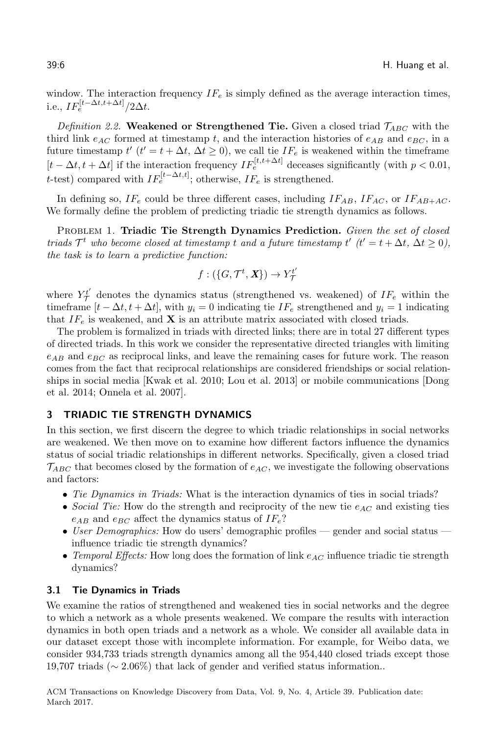window. The interaction frequency $IF_e$ is simply defined as the average interaction times, i.e., $IF_e^{[t-\Delta t, t+\Delta t]}/2\Delta t$.

*Definition 2.2.* **Weakened or Strengthened Tie.** Given a closed triad $\mathcal{T}_{ABC}$ with the third link $e_{AC}$ formed at timestamp $t$, and the interaction histories of $e_{AB}$ and $e_{BC}$, in a future timestamp $t'$ ($t' = t + \Delta t$, $\Delta t \geq 0$), we call tie $IF_e$ is weakened within the timeframe $[t - \Delta t, t + \Delta t]$ if the interaction frequency $IF_e^{[t, t+\Delta t]}$ deceases significantly (with $p < 0.01$, $t$-test) compared with $IF_e^{[t-\Delta t, t]}$; otherwise, $IF_e$ is strengthened.

In defining so, $IF_e$ could be three different cases, including $IF_{AB}$, $IF_{AC}$, or $IF_{AB+AC}$. We formally define the problem of predicting triadic tie strength dynamics as follows.

PROBLEM 1. **Triadic Tie Strength Dynamics Prediction.** *Given the set of closed triads $\mathcal{T}^t$ who become closed at timestamp $t$ and a future timestamp $t'$ ($t' = t + \Delta t$, $\Delta t \geq 0$), the task is to learn a predictive function:*

$$f : (\{G, \mathcal{T}^t, \boldsymbol{X}\}) \rightarrow Y_{\mathcal{T}}^{t'}$$

where $Y_{\mathcal{T}}^{t'}$ denotes the dynamics status (strengthened vs. weakened) of $IF_e$ within the timeframe $[t - \Delta t, t + \Delta t]$, with $y_i = 0$ indicating tie $IF_e$ strengthened and $y_i = 1$ indicating that $IF_e$ is weakened, and $\mathbf{X}$ is an attribute matrix associated with closed triads.

The problem is formalized in triads with directed links; there are in total 27 different types of directed triads. In this work we consider the representative directed triangles with limiting $e_{AB}$ and $e_{BC}$ as reciprocal links, and leave the remaining cases for future work. The reason comes from the fact that reciprocal relationships are considered friendships or social relationships in social media [Kwak et al. 2010; Lou et al. 2013] or mobile communications [Dong et al. 2014; Onnela et al. 2007].

## 3 TRIADIC TIE STRENGTH DYNAMICS

In this section, we first discern the degree to which triadic relationships in social networks are weakened. We then move on to examine how different factors influence the dynamics status of social triadic relationships in different networks. Specifically, given a closed triad $\mathcal{T}_{ABC}$ that becomes closed by the formation of $e_{AC}$, we investigate the following observations and factors:

- *Tie Dynamics in Triads:* What is the interaction dynamics of ties in social triads?
- *Social Tie:* How do the strength and reciprocity of the new tie $e_{AC}$ and existing ties $e_{AB}$ and $e_{BC}$ affect the dynamics status of $IF_e$?
- *User Demographics:* How do users' demographic profiles — gender and social status — influence triadic tie strength dynamics?
- *Temporal Effects:* How long does the formation of link $e_{AC}$ influence triadic tie strength dynamics?

### 3.1 Tie Dynamics in Triads

We examine the ratios of strengthened and weakened ties in social networks and the degree to which a network as a whole presents weakened. We compare the results with interaction dynamics in both open triads and a network as a whole. We consider all available data in our dataset except those with incomplete information. For example, for Weibo data, we consider 934,733 triads strength dynamics among all the 954,440 closed triads except those 19,707 triads ($\sim 2.06\%$) that lack of gender and verified status information..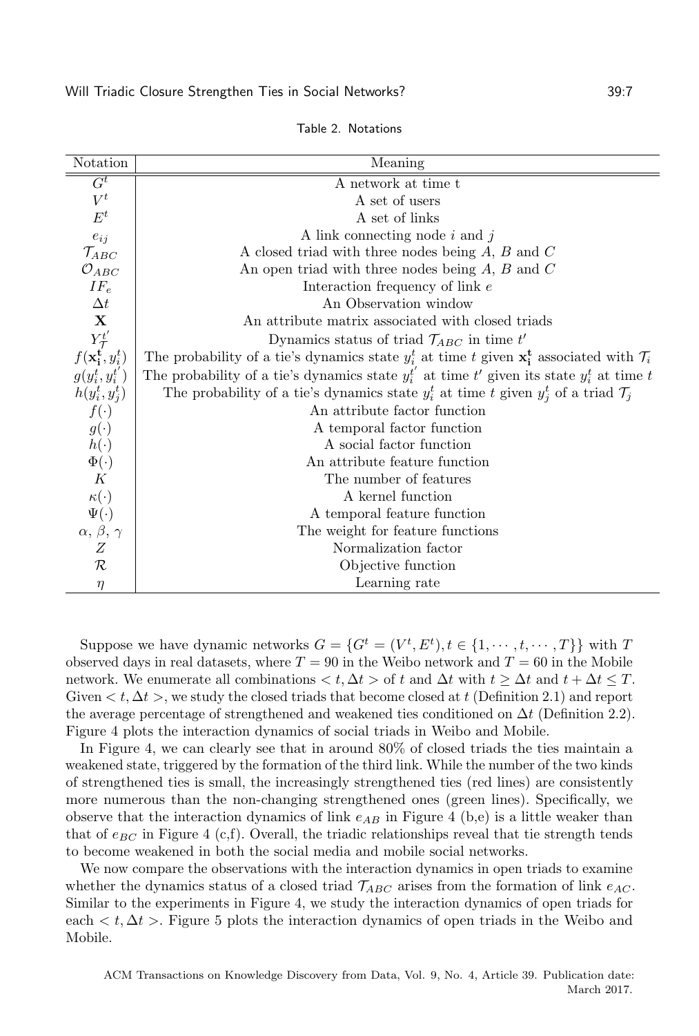Table 2. Notations

| Notation | Meaning |
|---|---|
| $G^t$ | A network at time t |
| $V^t$ | A set of users |
| $E^t$ | A set of links |
| $e_{ij}$ | A link connecting node $i$ and $j$ |
| $\mathcal{T}_{ABC}$ | A closed triad with three nodes being $A$, $B$ and $C$ |
| $\mathcal{O}_{ABC}$ | An open triad with three nodes being $A$, $B$ and $C$ |
| $IF_e$ | Interaction frequency of link $e$ |
| $\Delta t$ | An Observation window |
| $\mathbf{X}$ | An attribute matrix associated with closed triads |
| $Y_{\mathcal{T}}^{t'}$ | Dynamics status of triad $\mathcal{T}_{ABC}$ in time $t'$ |
| $f(\mathbf{x_i^t}, y_i^t)$ | The probability of a tie's dynamics state $y_i^t$ at time $t$ given $\mathbf{x_i^t}$ associated with $\mathcal{T}_i$ |
| $g(y_i^t, y_i^{t'})$ | The probability of a tie's dynamics state $y_i^{t'}$ at time $t'$ given its state $y_i^t$ at time $t$ |
| $h(y_i^t, y_j^t)$ | The probability of a tie's dynamics state $y_i^t$ at time $t$ given $y_j^t$ of a triad $\mathcal{T}_j$ |
| $f(\cdot)$ | An attribute factor function |
| $g(\cdot)$ | A temporal factor function |
| $h(\cdot)$ | A social factor function |
| $\Phi(\cdot)$ | An attribute feature function |
| $K$ | The number of features |
| $\kappa(\cdot)$ | A kernel function |
| $\Psi(\cdot)$ | A temporal feature function |
| $\alpha$, $\beta$, $\gamma$ | The weight for feature functions |
| $Z$ | Normalization factor |
| $\mathcal{R}$ | Objective function |
| $\eta$ | Learning rate |

Suppose we have dynamic networks $G = \{G^t = (V^t, E^t), t \in \{1, \cdots, t, \cdots, T\}\}$ with $T$ observed days in real datasets, where $T = 90$ in the Weibo network and $T = 60$ in the Mobile network. We enumerate all combinations $< t, \Delta t >$ of $t$ and $\Delta t$ with $t \geq \Delta t$ and $t + \Delta t \leq T$. Given $< t, \Delta t >$, we study the closed triads that become closed at $t$ (Definition 2.1) and report the average percentage of strengthened and weakened ties conditioned on $\Delta t$ (Definition 2.2). Figure 4 plots the interaction dynamics of social triads in Weibo and Mobile.

In Figure 4, we can clearly see that in around 80% of closed triads the ties maintain a weakened state, triggered by the formation of the third link. While the number of the two kinds of strengthened ties is small, the increasingly strengthened ties (red lines) are consistently more numerous than the non-changing strengthened ones (green lines). Specifically, we observe that the interaction dynamics of link $e_{AB}$ in Figure 4 (b,e) is a little weaker than that of $e_{BC}$ in Figure 4 (c,f). Overall, the triadic relationships reveal that tie strength tends to become weakened in both the social media and mobile social networks.

We now compare the observations with the interaction dynamics in open triads to examine whether the dynamics status of a closed triad $\mathcal{T}_{ABC}$ arises from the formation of link $e_{AC}$. Similar to the experiments in Figure 4, we study the interaction dynamics of open triads for each $< t, \Delta t >$. Figure 5 plots the interaction dynamics of open triads in the Weibo and Mobile.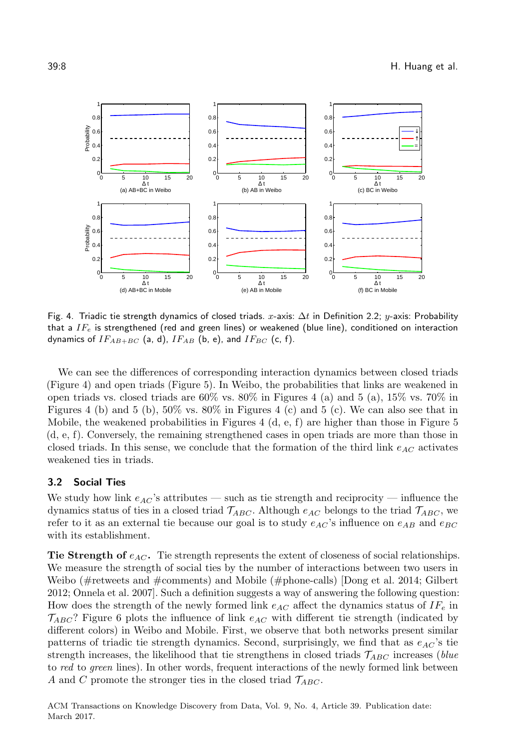Fig. 4. Triadic tie strength dynamics of closed triads. $x$-axis: $\Delta t$ in Definition 2.2; $y$-axis: Probability that a $IF_e$ is strengthened (red and green lines) or weakened (blue line), conditioned on interaction dynamics of $IF_{AB+BC}$ (a, d), $IF_{AB}$ (b, e), and $IF_{BC}$ (c, f).

We can see the differences of corresponding interaction dynamics between closed triads (Figure 4) and open triads (Figure 5). In Weibo, the probabilities that links are weakened in open triads vs. closed triads are 60% vs. 80% in Figures 4 (a) and 5 (a), 15% vs. 70% in Figures 4 (b) and 5 (b), 50% vs. 80% in Figures 4 (c) and 5 (c). We can also see that in Mobile, the weakened probabilities in Figures 4 (d, e, f) are higher than those in Figure 5 (d, e, f). Conversely, the remaining strengthened cases in open triads are more than those in closed triads. In this sense, we conclude that the formation of the third link $e_{AC}$ activates weakened ties in triads.

### 3.2 Social Ties

We study how link $e_{AC}$'s attributes — such as tie strength and reciprocity — influence the dynamics status of ties in a closed triad $\mathcal{T}_{ABC}$. Although $e_{AC}$ belongs to the triad $\mathcal{T}_{ABC}$, we refer to it as an external tie because our goal is to study $e_{AC}$'s influence on $e_{AB}$ and $e_{BC}$ with its establishment.

**Tie Strength of $e_{AC}$.** Tie strength represents the extent of closeness of social relationships. We measure the strength of social ties by the number of interactions between two users in Weibo (#retweets and #comments) and Mobile (#phone-calls) [Dong et al. 2014; Gilbert 2012; Onnela et al. 2007]. Such a definition suggests a way of answering the following question: How does the strength of the newly formed link $e_{AC}$ affect the dynamics status of $IF_e$ in $\mathcal{T}_{ABC}$? Figure 6 plots the influence of link $e_{AC}$ with different tie strength (indicated by different colors) in Weibo and Mobile. First, we observe that both networks present similar patterns of triadic tie strength dynamics. Second, surprisingly, we find that as $e_{AC}$'s tie strength increases, the likelihood that tie strengthens in closed triads $\mathcal{T}_{ABC}$ increases (*blue* to *red* to *green* lines). In other words, frequent interactions of the newly formed link between $A$ and $C$ promote the stronger ties in the closed triad $\mathcal{T}_{ABC}$.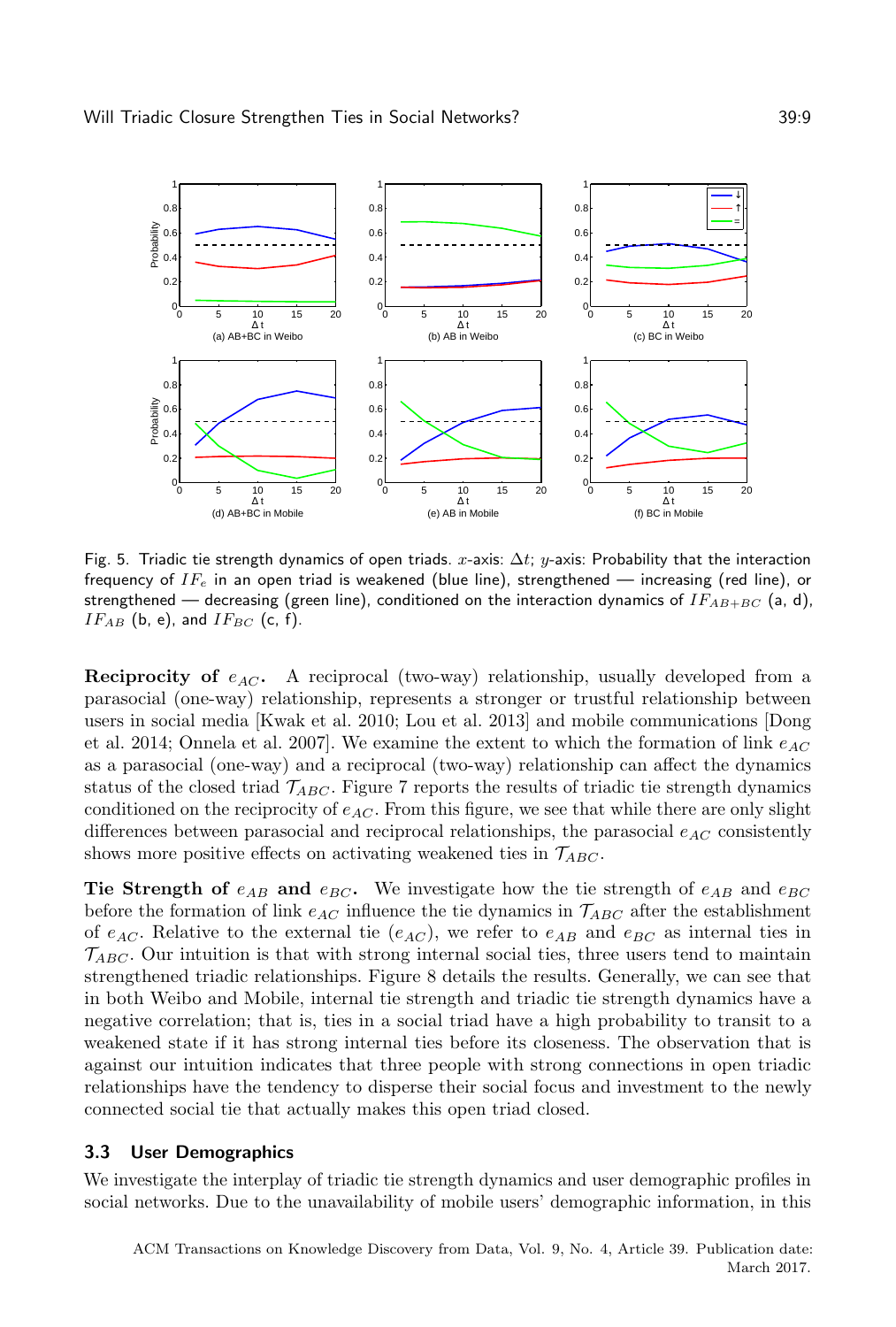Fig. 5. Triadic tie strength dynamics of open triads. $x$-axis: $\Delta t$; $y$-axis: Probability that the interaction frequency of $IF_e$ in an open triad is weakened (blue line), strengthened — increasing (red line), or strengthened — decreasing (green line), conditioned on the interaction dynamics of $IF_{AB+BC}$ (a, d), $IF_{AB}$ (b, e), and $IF_{BC}$ (c, f).

**Reciprocity of $e_{AC}$.** A reciprocal (two-way) relationship, usually developed from a parasocial (one-way) relationship, represents a stronger or trustful relationship between users in social media [Kwak et al. 2010; Lou et al. 2013] and mobile communications [Dong et al. 2014; Onnela et al. 2007]. We examine the extent to which the formation of link $e_{AC}$ as a parasocial (one-way) and a reciprocal (two-way) relationship can affect the dynamics status of the closed triad $\mathcal{T}_{ABC}$. Figure 7 reports the results of triadic tie strength dynamics conditioned on the reciprocity of $e_{AC}$. From this figure, we see that while there are only slight differences between parasocial and reciprocal relationships, the parasocial $e_{AC}$ consistently shows more positive effects on activating weakened ties in $\mathcal{T}_{ABC}$.

**Tie Strength of $e_{AB}$ and $e_{BC}$.** We investigate how the tie strength of $e_{AB}$ and $e_{BC}$ before the formation of link $e_{AC}$ influence the tie dynamics in $\mathcal{T}_{ABC}$ after the establishment of $e_{AC}$. Relative to the external tie ($e_{AC}$), we refer to $e_{AB}$ and $e_{BC}$ as internal ties in $\mathcal{T}_{ABC}$. Our intuition is that with strong internal social ties, three users tend to maintain strengthened triadic relationships. Figure 8 details the results. Generally, we can see that in both Weibo and Mobile, internal tie strength and triadic tie strength dynamics have a negative correlation; that is, ties in a social triad have a high probability to transit to a weakened state if it has strong internal ties before its closeness. The observation that is against our intuition indicates that three people with strong connections in open triadic relationships have the tendency to disperse their social focus and investment to the newly connected social tie that actually makes this open triad closed.

### 3.3 User Demographics

We investigate the interplay of triadic tie strength dynamics and user demographic profiles in social networks. Due to the unavailability of mobile users' demographic information, in this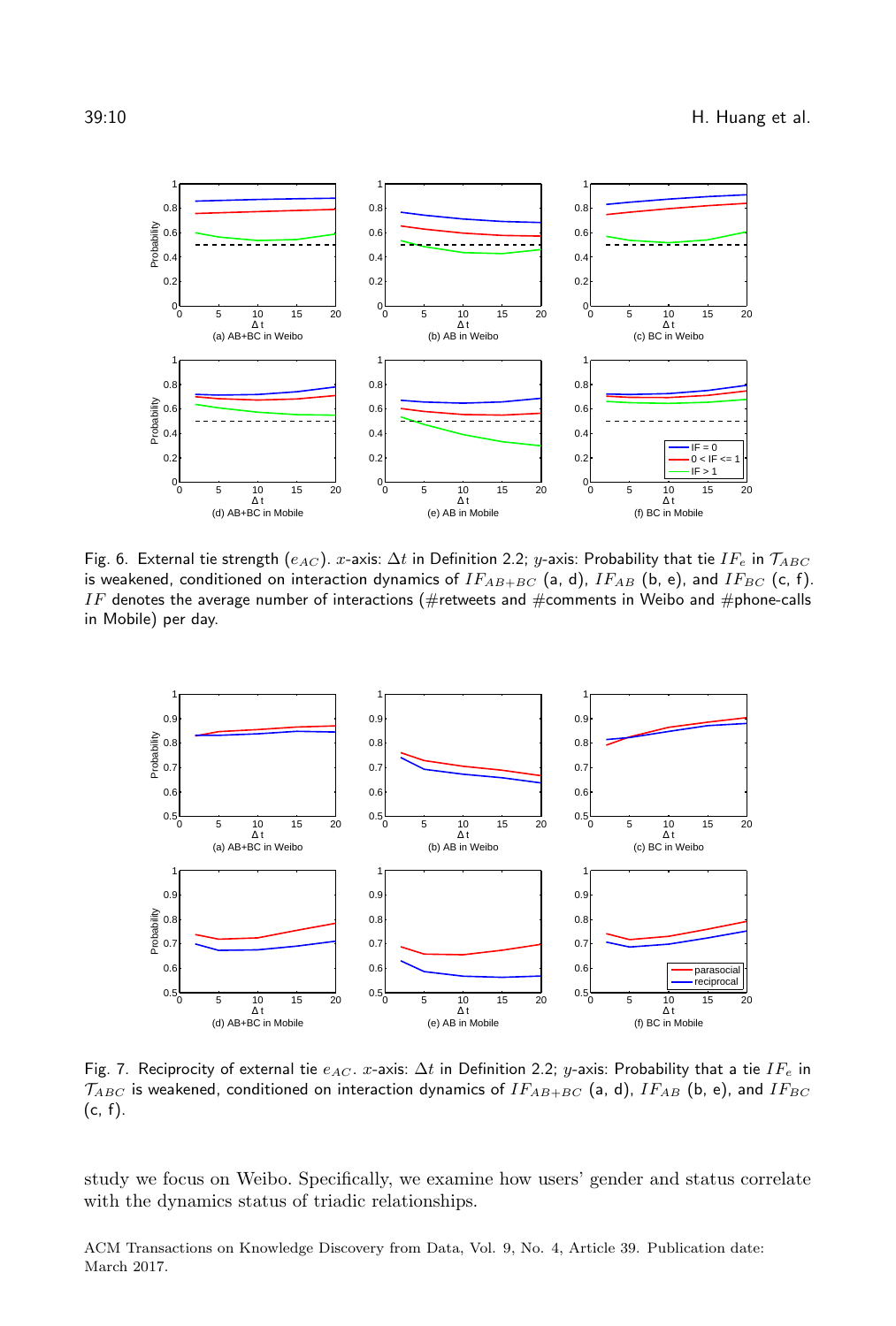Fig. 6. External tie strength ($e_{AC}$). $x$-axis: $\Delta t$ in Definition 2.2; $y$-axis: Probability that tie $IF_e$ in $\mathcal{T}_{ABC}$ is weakened, conditioned on interaction dynamics of $IF_{AB+BC}$ (a, d), $IF_{AB}$ (b, e), and $IF_{BC}$ (c, f). $IF$ denotes the average number of interactions (#retweets and #comments in Weibo and #phone-calls in Mobile) per day.

Fig. 7. Reciprocity of external tie $e_{AC}$. $x$-axis: $\Delta t$ in Definition 2.2; $y$-axis: Probability that a tie $IF_e$ in $\mathcal{T}_{ABC}$ is weakened, conditioned on interaction dynamics of $IF_{AB+BC}$ (a, d), $IF_{AB}$ (b, e), and $IF_{BC}$ (c, f).

study we focus on Weibo. Specifically, we examine how users' gender and status correlate with the dynamics status of triadic relationships.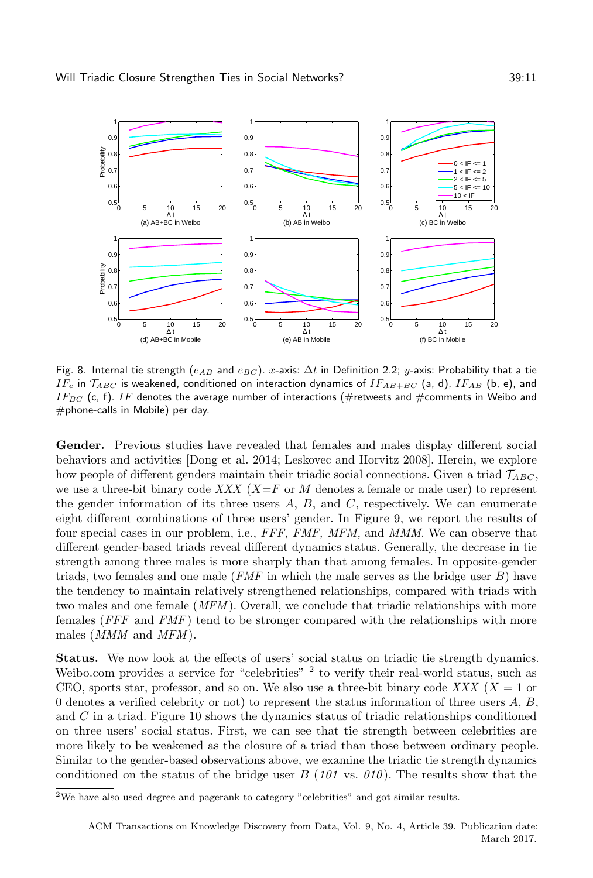Fig. 8. Internal tie strength ($e_{AB}$ and $e_{BC}$). $x$-axis: $\Delta t$ in Definition 2.2; $y$-axis: Probability that a tie $IF_e$ in $\mathcal{T}_{ABC}$ is weakened, conditioned on interaction dynamics of $IF_{AB+BC}$ (a, d), $IF_{AB}$ (b, e), and $IF_{BC}$ (c, f). $IF$ denotes the average number of interactions (#retweets and #comments in Weibo and #phone-calls in Mobile) per day.

**Gender.** Previous studies have revealed that females and males display different social behaviors and activities [Dong et al. 2014; Leskovec and Horvitz 2008]. Herein, we explore how people of different genders maintain their triadic social connections. Given a triad $\mathcal{T}_{ABC}$, we use a three-bit binary code $XXX$ ($X$=$F$ or $M$ denotes a female or male user) to represent the gender information of its three users $A$, $B$, and $C$, respectively. We can enumerate eight different combinations of three users' gender. In Figure 9, we report the results of four special cases in our problem, i.e., *FFF, FMF, MFM,* and *MMM*. We can observe that different gender-based triads reveal different dynamics status. Generally, the decrease in tie strength among three males is more sharply than that among females. In opposite-gender triads, two females and one male (*FMF* in which the male serves as the bridge user $B$) have the tendency to maintain relatively strengthened relationships, compared with triads with two males and one female (*MFM*). Overall, we conclude that triadic relationships with more females (*FFF* and *FMF*) tend to be stronger compared with the relationships with more males (*MMM* and *MFM*).

**Status.** We now look at the effects of users' social status on triadic tie strength dynamics. Weibo.com provides a service for "celebrities" [2] to verify their real-world status, such as CEO, sports star, professor, and so on. We also use a three-bit binary code $XXX$ ($X = 1$ or 0 denotes a verified celebrity or not) to represent the status information of three users $A$, $B$, and $C$ in a triad. Figure 10 shows the dynamics status of triadic relationships conditioned on three users' social status. First, we can see that tie strength between celebrities are more likely to be weakened as the closure of a triad than those between ordinary people. Similar to the gender-based observations above, we examine the triadic tie strength dynamics conditioned on the status of the bridge user $B$ (*101* vs. *010*). The results show that the

[2] We have also used degree and pagerank to category "celebrities" and got similar results.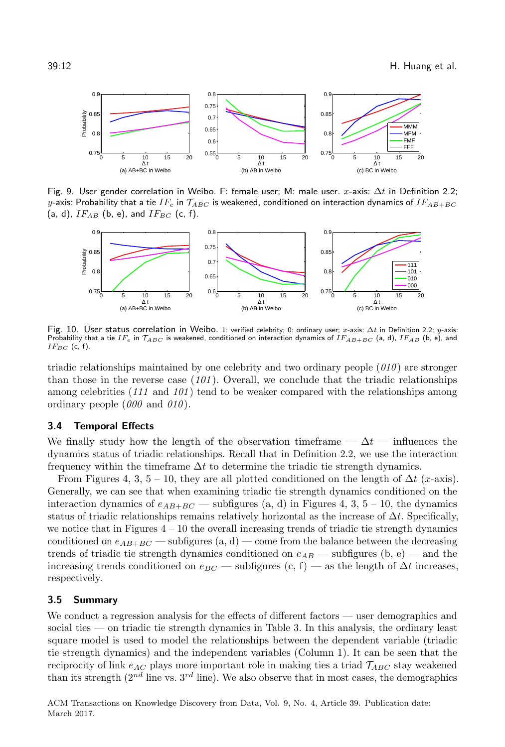Fig. 9. User gender correlation in Weibo. F: female user; M: male user. $x$-axis: $\Delta t$ in Definition 2.2; $y$-axis: Probability that a tie $IF_e$ in $\mathcal{T}_{ABC}$ is weakened, conditioned on interaction dynamics of $IF_{AB+BC}$ (a, d), $IF_{AB}$ (b, e), and $IF_{BC}$ (c, f).

Fig. 10. User status correlation in Weibo. 1: verified celebrity; 0: ordinary user; $x$-axis: $\Delta t$ in Definition 2.2; $y$-axis: Probability that a tie $IF_e$ in $\mathcal{T}_{ABC}$ is weakened, conditioned on interaction dynamics of $IF_{AB+BC}$ (a, d), $IF_{AB}$ (b, e), and $IF_{BC}$ (c, f).

triadic relationships maintained by one celebrity and two ordinary people (*010*) are stronger than those in the reverse case (*101*). Overall, we conclude that the triadic relationships among celebrities (*111* and *101*) tend to be weaker compared with the relationships among ordinary people (*000* and *010*).

### 3.4 Temporal Effects

We finally study how the length of the observation timeframe — $\Delta t$ — influences the dynamics status of triadic relationships. Recall that in Definition 2.2, we use the interaction frequency within the timeframe $\Delta t$ to determine the triadic tie strength dynamics.

From Figures 4, 3, 5 – 10, they are all plotted conditioned on the length of $\Delta t$ ($x$-axis). Generally, we can see that when examining triadic tie strength dynamics conditioned on the interaction dynamics of $e_{AB+BC}$ — subfigures (a, d) in Figures 4, 3, 5 – 10, the dynamics status of triadic relationships remains relatively horizontal as the increase of $\Delta t$. Specifically, we notice that in Figures 4 – 10 the overall increasing trends of triadic tie strength dynamics conditioned on $e_{AB+BC}$ — subfigures (a, d) — come from the balance between the decreasing trends of triadic tie strength dynamics conditioned on $e_{AB}$ — subfigures (b, e) — and the increasing trends conditioned on $e_{BC}$ — subfigures (c, f) — as the length of $\Delta t$ increases, respectively.

### 3.5 Summary

We conduct a regression analysis for the effects of different factors — user demographics and social ties — on triadic tie strength dynamics in Table 3. In this analysis, the ordinary least square model is used to model the relationships between the dependent variable (triadic tie strength dynamics) and the independent variables (Column 1). It can be seen that the reciprocity of link $e_{AC}$ plays more important role in making ties a triad $\mathcal{T}_{ABC}$ stay weakened than its strength ($2^{nd}$ line vs. $3^{rd}$ line). We also observe that in most cases, the demographics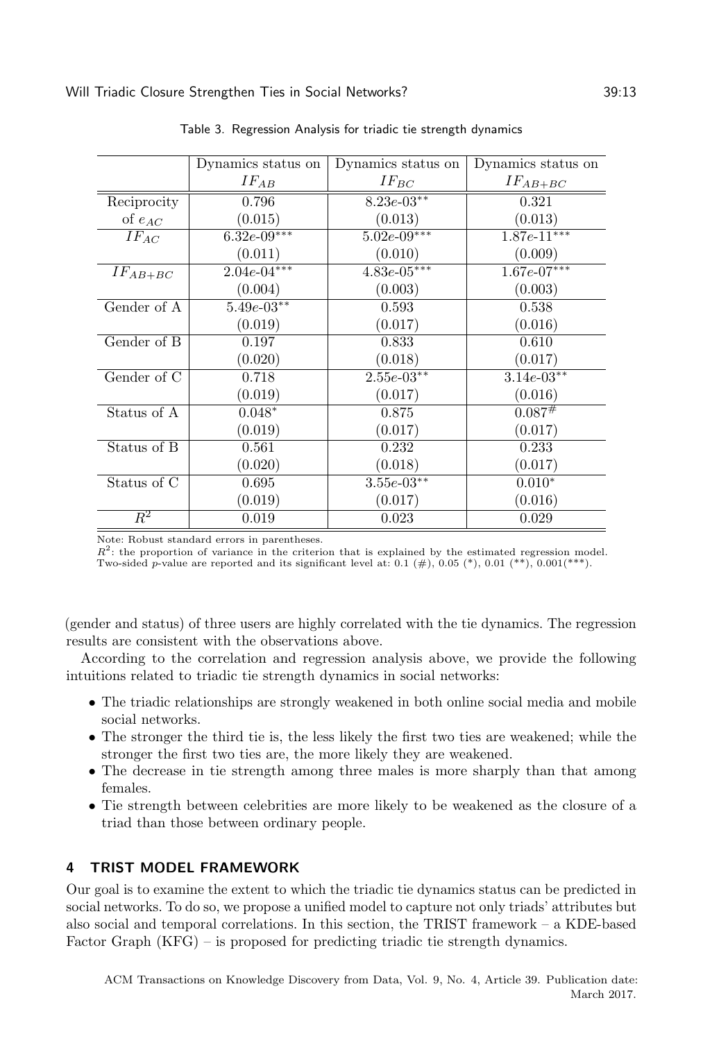Table 3. Regression Analysis for triadic tie strength dynamics

| | Dynamics status on $IF_{AB}$ | Dynamics status on $IF_{BC}$ | Dynamics status on $IF_{AB+BC}$ |
|---|---|---|---|
| Reciprocity of $e_{AC}$ | 0.796 | $8.23e\text{-}03^{**}$ | 0.321 |
| | (0.015) | (0.013) | (0.013) |
| $IF_{AC}$ | $6.32e\text{-}09^{***}$ | $5.02e\text{-}09^{***}$ | $1.87e\text{-}11^{***}$ |
| | (0.011) | (0.010) | (0.009) |
| $IF_{AB+BC}$ | $2.04e\text{-}04^{***}$ | $4.83e\text{-}05^{***}$ | $1.67e\text{-}07^{***}$ |
| | (0.004) | (0.003) | (0.003) |
| Gender of A | $5.49e\text{-}03^{**}$ | 0.593 | 0.538 |
| | (0.019) | (0.017) | (0.016) |
| Gender of B | 0.197 | 0.833 | 0.610 |
| | (0.020) | (0.018) | (0.017) |
| Gender of C | 0.718 | $2.55e\text{-}03^{**}$ | $3.14e\text{-}03^{**}$ |
| | (0.019) | (0.017) | (0.016) |
| Status of A | $0.048^{*}$ | 0.875 | $0.087^{\#}$ |
| | (0.019) | (0.017) | (0.017) |
| Status of B | 0.561 | 0.232 | 0.233 |
| | (0.020) | (0.018) | (0.017) |
| Status of C | 0.695 | $3.55e\text{-}03^{**}$ | $0.010^{*}$ |
| | (0.019) | (0.017) | (0.016) |
| $R^2$ | 0.019 | 0.023 | 0.029 |

Note: Robust standard errors in parentheses.
$R^2$: the proportion of variance in the criterion that is explained by the estimated regression model.
Two-sided $p$-value are reported and its significant level at: 0.1 (#), 0.05 (*), 0.01 (**), 0.001(***).

(gender and status) of three users are highly correlated with the tie dynamics. The regression results are consistent with the observations above.

According to the correlation and regression analysis above, we provide the following intuitions related to triadic tie strength dynamics in social networks:

- The triadic relationships are strongly weakened in both online social media and mobile social networks.
- The stronger the third tie is, the less likely the first two ties are weakened; while the stronger the first two ties are, the more likely they are weakened.
- The decrease in tie strength among three males is more sharply than that among females.
- Tie strength between celebrities are more likely to be weakened as the closure of a triad than those between ordinary people.

## 4 TRIST MODEL FRAMEWORK

Our goal is to examine the extent to which the triadic tie dynamics status can be predicted in social networks. To do so, we propose a unified model to capture not only triads' attributes but also social and temporal correlations. In this section, the TRIST framework – a KDE-based Factor Graph (KFG) – is proposed for predicting triadic tie strength dynamics.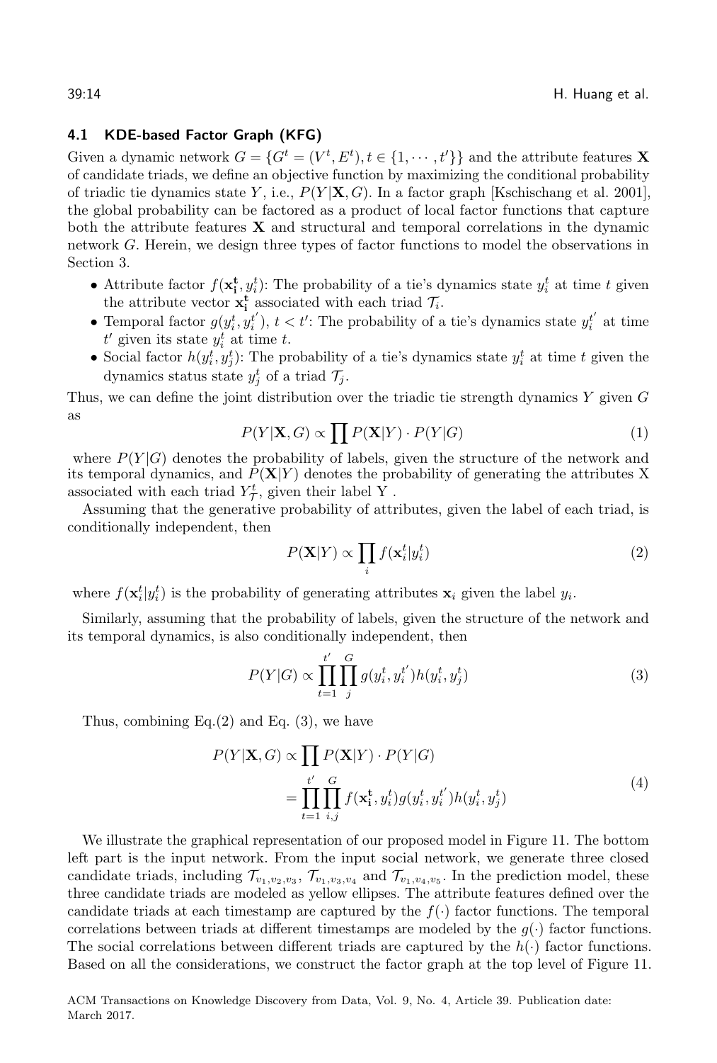### 4.1 KDE-based Factor Graph (KFG)

Given a dynamic network $G = \{G^t = (V^t, E^t), t \in \{1, \cdots, t'\}\}$ and the attribute features $\mathbf{X}$ of candidate triads, we define an objective function by maximizing the conditional probability of triadic tie dynamics state $Y$, i.e., $P(Y|\mathbf{X}, G)$. In a factor graph [Kschischang et al. 2001], the global probability can be factored as a product of local factor functions that capture both the attribute features $\mathbf{X}$ and structural and temporal correlations in the dynamic network $G$. Herein, we design three types of factor functions to model the observations in Section 3.

- Attribute factor $f(\mathbf{x_i^t}, y_i^t)$: The probability of a tie's dynamics state $y_i^t$ at time $t$ given the attribute vector $\mathbf{x_i^t}$ associated with each triad $\mathcal{T}_i$.
- Temporal factor $g(y_i^t, y_i^{t'})$, $t < t'$: The probability of a tie's dynamics state $y_i^{t'}$ at time $t'$ given its state $y_i^t$ at time $t$.
- Social factor $h(y_i^t, y_j^t)$: The probability of a tie's dynamics state $y_i^t$ at time $t$ given the dynamics status state $y_j^t$ of a triad $\mathcal{T}_j$.

Thus, we can define the joint distribution over the triadic tie strength dynamics $Y$ given $G$ as

$$P(Y|\mathbf{X}, G) \propto \prod P(\mathbf{X}|Y) \cdot P(Y|G) \tag{1}$$

where $P(Y|G)$ denotes the probability of labels, given the structure of the network and its temporal dynamics, and $P(\mathbf{X}|Y)$ denotes the probability of generating the attributes X associated with each triad $Y_{\mathcal{T}}^t$, given their label Y .

Assuming that the generative probability of attributes, given the label of each triad, is conditionally independent, then

$$P(\mathbf{X}|Y) \propto \prod_i f(\mathbf{x}_i^t | y_i^t) \tag{2}$$

where $f(\mathbf{x}_i^t | y_i^t)$ is the probability of generating attributes $\mathbf{x}_i$ given the label $y_i$.

Similarly, assuming that the probability of labels, given the structure of the network and its temporal dynamics, is also conditionally independent, then

$$P(Y|G) \propto \prod_{t=1}^{t'} \prod_{j}^{G} g(y_i^t, y_i^{t'}) h(y_i^t, y_j^t) \tag{3}$$

Thus, combining Eq.(2) and Eq. (3), we have

$$\begin{aligned} P(Y|\mathbf{X}, G) &\propto \prod P(\mathbf{X}|Y) \cdot P(Y|G) \\ &= \prod_{t=1}^{t'} \prod_{i,j}^{G} f(\mathbf{x_i^t}, y_i^t) g(y_i^t, y_i^{t'}) h(y_i^t, y_j^t) \end{aligned} \tag{4}$$

We illustrate the graphical representation of our proposed model in Figure 11. The bottom left part is the input network. From the input social network, we generate three closed candidate triads, including $\mathcal{T}_{v_1,v_2,v_3}$, $\mathcal{T}_{v_1,v_3,v_4}$ and $\mathcal{T}_{v_1,v_4,v_5}$. In the prediction model, these three candidate triads are modeled as yellow ellipses. The attribute features defined over the candidate triads at each timestamp are captured by the $f(\cdot)$ factor functions. The temporal correlations between triads at different timestamps are modeled by the $g(\cdot)$ factor functions. The social correlations between different triads are captured by the $h(\cdot)$ factor functions. Based on all the considerations, we construct the factor graph at the top level of Figure 11.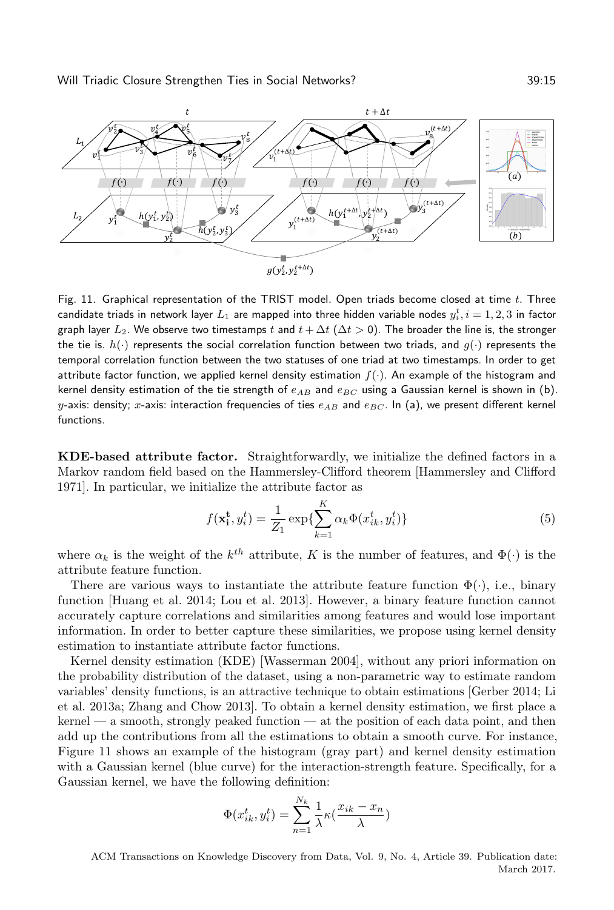Fig. 11. Graphical representation of the TRIST model. Open triads become closed at time $t$. Three candidate triads in network layer $L_1$ are mapped into three hidden variable nodes $y_i^t, i = 1, 2, 3$ in factor graph layer $L_2$. We observe two timestamps $t$ and $t + \Delta t$ ($\Delta t > 0$). The broader the line is, the stronger the tie is. $h(\cdot)$ represents the social correlation function between two triads, and $g(\cdot)$ represents the temporal correlation function between the two statuses of one triad at two timestamps. In order to get attribute factor function, we applied kernel density estimation $f(\cdot)$. An example of the histogram and kernel density estimation of the tie strength of $e_{AB}$ and $e_{BC}$ using a Gaussian kernel is shown in (b). $y$-axis: density; $x$-axis: interaction frequencies of ties $e_{AB}$ and $e_{BC}$. In (a), we present different kernel functions.

**KDE-based attribute factor.** Straightforwardly, we initialize the defined factors in a Markov random field based on the Hammersley-Clifford theorem [Hammersley and Clifford 1971]. In particular, we initialize the attribute factor as

$$f(\mathbf{x_i^t}, y_i^t) = \frac{1}{Z_1} \exp\{\sum_{k=1}^{K} \alpha_k \Phi(x_{ik}^t, y_i^t)\} \tag{5}$$

where $\alpha_k$ is the weight of the $k^{th}$ attribute, $K$ is the number of features, and $\Phi(\cdot)$ is the attribute feature function.

There are various ways to instantiate the attribute feature function $\Phi(\cdot)$, i.e., binary function [Huang et al. 2014; Lou et al. 2013]. However, a binary feature function cannot accurately capture correlations and similarities among features and would lose important information. In order to better capture these similarities, we propose using kernel density estimation to instantiate attribute factor functions.

Kernel density estimation (KDE) [Wasserman 2004], without any priori information on the probability distribution of the dataset, using a non-parametric way to estimate random variables' density functions, is an attractive technique to obtain estimations [Gerber 2014; Li et al. 2013a; Zhang and Chow 2013]. To obtain a kernel density estimation, we first place a kernel — a smooth, strongly peaked function — at the position of each data point, and then add up the contributions from all the estimations to obtain a smooth curve. For instance, Figure 11 shows an example of the histogram (gray part) and kernel density estimation with a Gaussian kernel (blue curve) for the interaction-strength feature. Specifically, for a Gaussian kernel, we have the following definition:

$$\Phi(x_{ik}^t, y_i^t) = \sum_{n=1}^{N_k} \frac{1}{\lambda} \kappa(\frac{x_{ik} - x_n}{\lambda})$$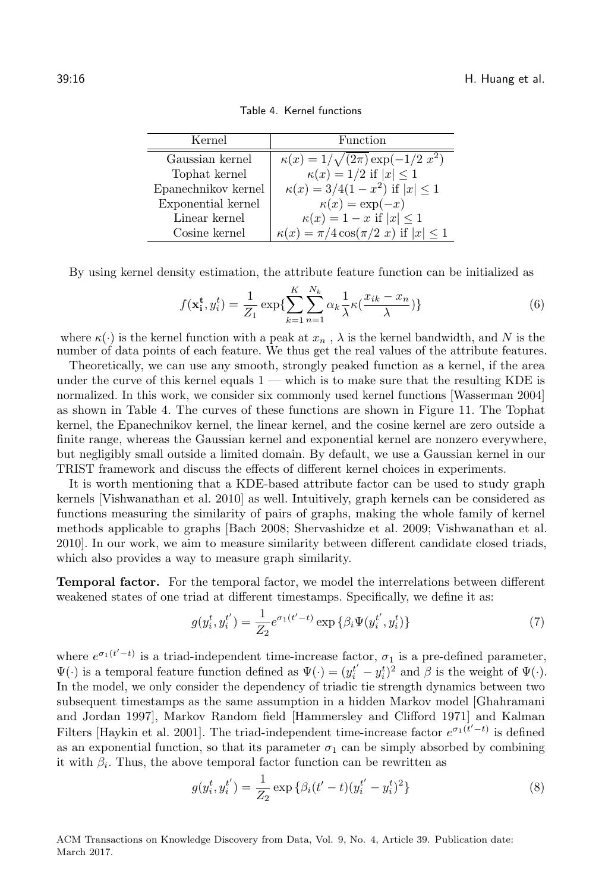Table 4. Kernel functions

| Kernel | Function |
|---|---|
| Gaussian kernel | $\kappa(x) = 1/\sqrt{(2\pi)} \exp(-1/2\ x^2)$ |
| Tophat kernel | $\kappa(x) = 1/2$ if $\lvert x \rvert \leq 1$ |
| Epanechnikov kernel | $\kappa(x) = 3/4(1 - x^2)$ if $\lvert x \rvert \leq 1$ |
| Exponential kernel | $\kappa(x) = \exp(-x)$ |
| Linear kernel | $\kappa(x) = 1 - x$ if $\lvert x \rvert \leq 1$ |
| Cosine kernel | $\kappa(x) = \pi/4 \cos(\pi/2\ x)$ if $\lvert x \rvert \leq 1$ |

By using kernel density estimation, the attribute feature function can be initialized as

$$f(\mathbf{x_i^t}, y_i^t) = \frac{1}{Z_1} \exp\{\sum_{k=1}^{K} \sum_{n=1}^{N_k} \alpha_k \frac{1}{\lambda} \kappa(\frac{x_{ik} - x_n}{\lambda})\} \tag{6}$$

where $\kappa(\cdot)$ is the kernel function with a peak at $x_n$ , $\lambda$ is the kernel bandwidth, and $N$ is the number of data points of each feature. We thus get the real values of the attribute features.

Theoretically, we can use any smooth, strongly peaked function as a kernel, if the area under the curve of this kernel equals 1 — which is to make sure that the resulting KDE is normalized. In this work, we consider six commonly used kernel functions [Wasserman 2004] as shown in Table 4. The curves of these functions are shown in Figure 11. The Tophat kernel, the Epanechnikov kernel, the linear kernel, and the cosine kernel are zero outside a finite range, whereas the Gaussian kernel and exponential kernel are nonzero everywhere, but negligibly small outside a limited domain. By default, we use a Gaussian kernel in our TRIST framework and discuss the effects of different kernel choices in experiments.

It is worth mentioning that a KDE-based attribute factor can be used to study graph kernels [Vishwanathan et al. 2010] as well. Intuitively, graph kernels can be considered as functions measuring the similarity of pairs of graphs, making the whole family of kernel methods applicable to graphs [Bach 2008; Shervashidze et al. 2009; Vishwanathan et al. 2010]. In our work, we aim to measure similarity between different candidate closed triads, which also provides a way to measure graph similarity.

**Temporal factor.** For the temporal factor, we model the interrelations between different weakened states of one triad at different timestamps. Specifically, we define it as:

$$g(y_i^t, y_i^{t'}) = \frac{1}{Z_2} e^{\sigma_1 (t'-t)} \exp\{\beta_i \Psi(y_i^{t'}, y_i^t)\} \tag{7}$$

where $e^{\sigma_1(t'-t)}$ is a triad-independent time-increase factor, $\sigma_1$ is a pre-defined parameter, $\Psi(\cdot)$ is a temporal feature function defined as $\Psi(\cdot) = (y_i^{t'} - y_i^t)^2$ and $\beta$ is the weight of $\Psi(\cdot)$. In the model, we only consider the dependency of triadic tie strength dynamics between two subsequent timestamps as the same assumption in a hidden Markov model [Ghahramani and Jordan 1997], Markov Random field [Hammersley and Clifford 1971] and Kalman Filters [Haykin et al. 2001]. The triad-independent time-increase factor $e^{\sigma_1(t'-t)}$ is defined as an exponential function, so that its parameter $\sigma_1$ can be simply absorbed by combining it with $\beta_i$. Thus, the above temporal factor function can be rewritten as

$$g(y_i^t, y_i^{t'}) = \frac{1}{Z_2} \exp\{\beta_i (t'-t)(y_i^{t'} - y_i^t)^2\} \tag{8}$$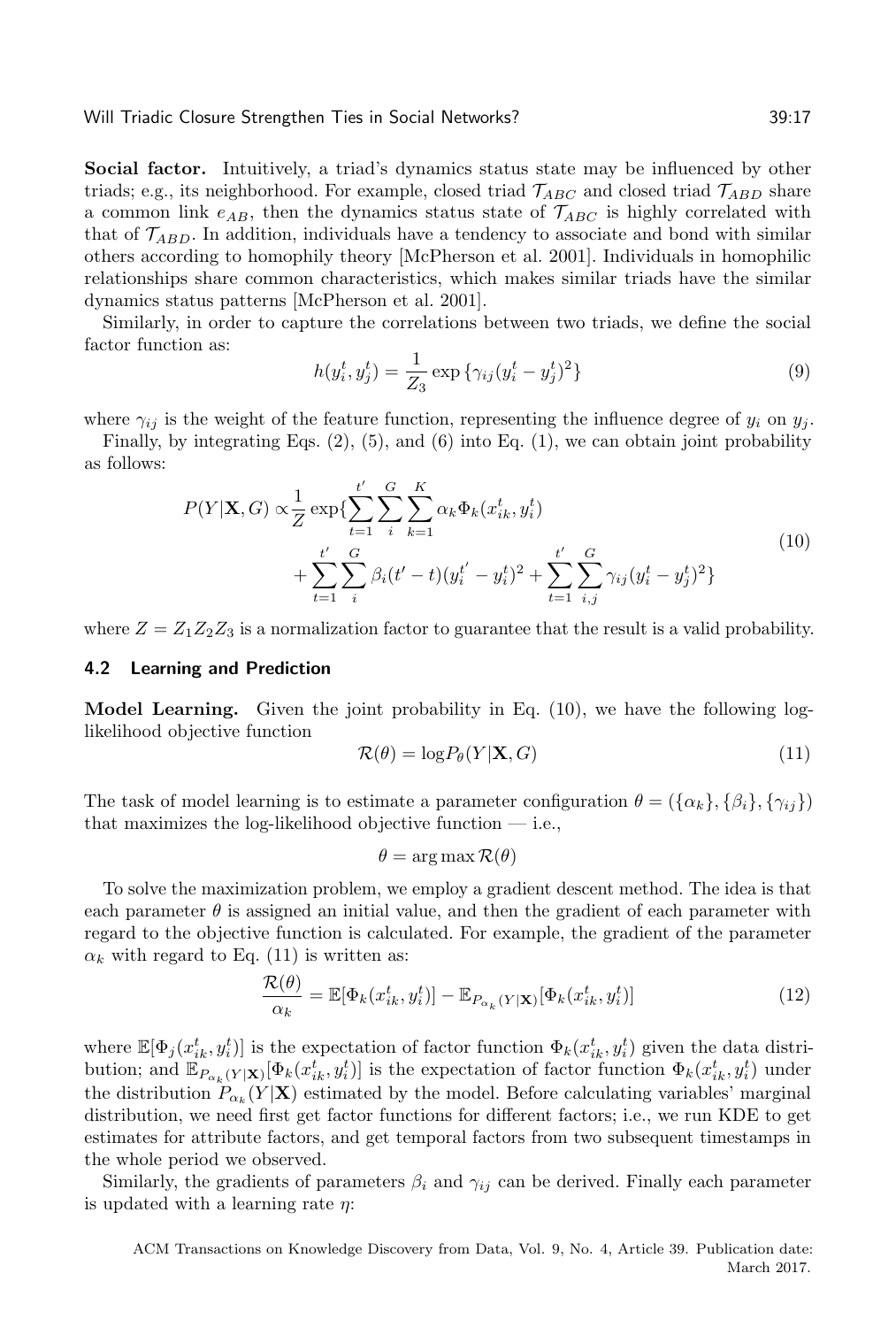**Social factor.** Intuitively, a triad's dynamics status state may be influenced by other triads; e.g., its neighborhood. For example, closed triad $\mathcal{T}_{ABC}$ and closed triad $\mathcal{T}_{ABD}$ share a common link $e_{AB}$, then the dynamics status state of $\mathcal{T}_{ABC}$ is highly correlated with that of $\mathcal{T}_{ABD}$. In addition, individuals have a tendency to associate and bond with similar others according to homophily theory [McPherson et al. 2001]. Individuals in homophilic relationships share common characteristics, which makes similar triads have the similar dynamics status patterns [McPherson et al. 2001].

Similarly, in order to capture the correlations between two triads, we define the social factor function as:

$$h(y_i^t, y_j^t) = \frac{1}{Z_3} \exp\{\gamma_{ij}(y_i^t - y_j^t)^2\} \tag{9}$$

where $\gamma_{ij}$ is the weight of the feature function, representing the influence degree of $y_i$ on $y_j$.

Finally, by integrating Eqs. (2), (5), and (6) into Eq. (1), we can obtain joint probability as follows:

$$\begin{aligned} P(Y|\mathbf{X}, G) \propto & \frac{1}{Z} \exp\{\sum_{t=1}^{t'} \sum_{i}^{G} \sum_{k=1}^{K} \alpha_k \Phi_k(x_{ik}^t, y_i^t) \\ & + \sum_{t=1}^{t'} \sum_{i}^{G} \beta_i (t' - t)(y_i^{t'} - y_i^t)^2 + \sum_{t=1}^{t'} \sum_{i,j}^{G} \gamma_{ij} (y_i^t - y_j^t)^2\} \end{aligned} \tag{10}$$

where $Z = Z_1 Z_2 Z_3$ is a normalization factor to guarantee that the result is a valid probability.

### 4.2 Learning and Prediction

**Model Learning.** Given the joint probability in Eq. (10), we have the following log-likelihood objective function

$$\mathcal{R}(\theta) = \log P_\theta(Y|\mathbf{X}, G) \tag{11}$$

The task of model learning is to estimate a parameter configuration $\theta = (\{\alpha_k\}, \{\beta_i\}, \{\gamma_{ij}\})$ that maximizes the log-likelihood objective function — i.e.,

$$\theta = \arg\max \mathcal{R}(\theta)$$

To solve the maximization problem, we employ a gradient descent method. The idea is that each parameter $\theta$ is assigned an initial value, and then the gradient of each parameter with regard to the objective function is calculated. For example, the gradient of the parameter $\alpha_k$ with regard to Eq. (11) is written as:

$$\frac{\mathcal{R}(\theta)}{\alpha_k} = \mathbb{E}[\Phi_k(x_{ik}^t, y_i^t)] - \mathbb{E}_{P_{\alpha_k}(Y|\mathbf{X})}[\Phi_k(x_{ik}^t, y_i^t)] \tag{12}$$

where $\mathbb{E}[\Phi_j(x_{ik}^t, y_i^t)]$ is the expectation of factor function $\Phi_k(x_{ik}^t, y_i^t)$ given the data distribution; and $\mathbb{E}_{P_{\alpha_k}(Y|\mathbf{X})}[\Phi_k(x_{ik}^t, y_i^t)]$ is the expectation of factor function $\Phi_k(x_{ik}^t, y_i^t)$ under the distribution $P_{\alpha_k}(Y|\mathbf{X})$ estimated by the model. Before calculating variables' marginal distribution, we need first get factor functions for different factors; i.e., we run KDE to get estimates for attribute factors, and get temporal factors from two subsequent timestamps in the whole period we observed.

Similarly, the gradients of parameters $\beta_i$ and $\gamma_{ij}$ can be derived. Finally each parameter is updated with a learning rate $\eta$: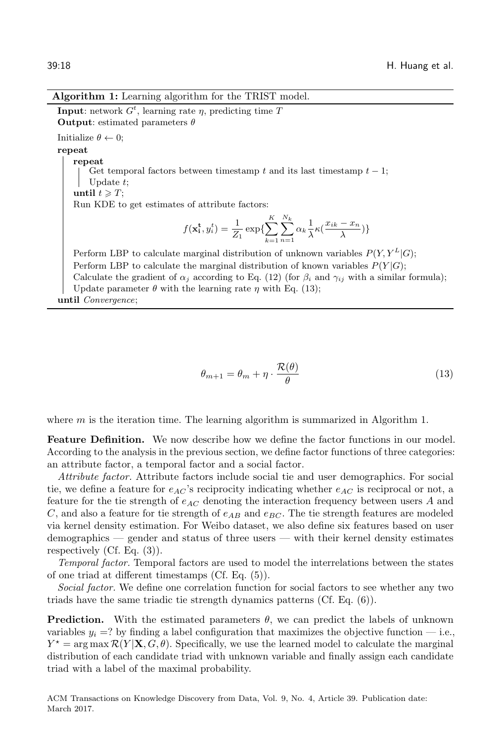**Algorithm 1:** Learning algorithm for the TRIST model.

**Input**: network $G^t$, learning rate $\eta$, predicting time $T$
**Output**: estimated parameters $\theta$

Initialize $\theta \leftarrow 0$;
**repeat**
  **repeat**
    Get temporal factors between timestamp $t$ and its last timestamp $t-1$;
    Update $t$;
  **until** $t \geqslant T$;
  Run KDE to get estimates of attribute factors:

$$f(\mathbf{x_i^t}, y_i^t) = \frac{1}{Z_1} \exp\{\sum_{k=1}^{K} \sum_{n=1}^{N_k} \alpha_k \frac{1}{\lambda} \kappa(\frac{x_{ik} - x_n}{\lambda})\}$$

  Perform LBP to calculate marginal distribution of unknown variables $P(Y, Y^L|G)$;
  Perform LBP to calculate the marginal distribution of known variables $P(Y|G)$;
  Calculate the gradient of $\alpha_j$ according to Eq. (12) (for $\beta_i$ and $\gamma_{ij}$ with a similar formula);
  Update parameter $\theta$ with the learning rate $\eta$ with Eq. (13);
**until** *Convergence*;

$$\theta_{m+1} = \theta_m + \eta \cdot \frac{\mathcal{R}(\theta)}{\theta} \tag{13}$$

where $m$ is the iteration time. The learning algorithm is summarized in Algorithm 1.

**Feature Definition.** We now describe how we define the factor functions in our model. According to the analysis in the previous section, we define factor functions of three categories: an attribute factor, a temporal factor and a social factor.

*Attribute factor.* Attribute factors include social tie and user demographics. For social tie, we define a feature for $e_{AC}$'s reciprocity indicating whether $e_{AC}$ is reciprocal or not, a feature for the tie strength of $e_{AC}$ denoting the interaction frequency between users $A$ and $C$, and also a feature for tie strength of $e_{AB}$ and $e_{BC}$. The tie strength features are modeled via kernel density estimation. For Weibo dataset, we also define six features based on user demographics — gender and status of three users — with their kernel density estimates respectively (Cf. Eq. (3)).

*Temporal factor.* Temporal factors are used to model the interrelations between the states of one triad at different timestamps (Cf. Eq. (5)).

*Social factor.* We define one correlation function for social factors to see whether any two triads have the same triadic tie strength dynamics patterns (Cf. Eq. (6)).

**Prediction.** With the estimated parameters $\theta$, we can predict the labels of unknown variables $y_i =?$ by finding a label configuration that maximizes the objective function — i.e., $Y^\star = \arg\max \mathcal{R}(Y|\mathbf{X}, G, \theta)$. Specifically, we use the learned model to calculate the marginal distribution of each candidate triad with unknown variable and finally assign each candidate triad with a label of the maximal probability.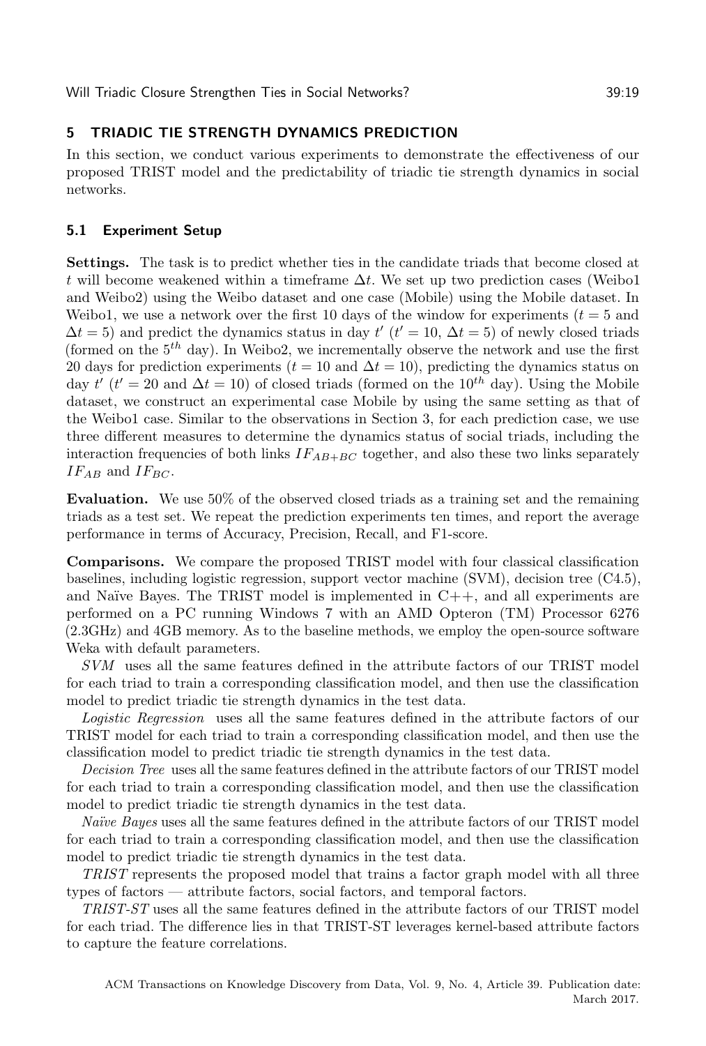## 5 TRIADIC TIE STRENGTH DYNAMICS PREDICTION

In this section, we conduct various experiments to demonstrate the effectiveness of our proposed TRIST model and the predictability of triadic tie strength dynamics in social networks.

### 5.1 Experiment Setup

**Settings.** The task is to predict whether ties in the candidate triads that become closed at $t$ will become weakened within a timeframe $\Delta t$. We set up two prediction cases (Weibo1 and Weibo2) using the Weibo dataset and one case (Mobile) using the Mobile dataset. In Weibo1, we use a network over the first 10 days of the window for experiments ($t = 5$ and $\Delta t = 5$) and predict the dynamics status in day $t'$ ($t' = 10$, $\Delta t = 5$) of newly closed triads (formed on the $5^{th}$ day). In Weibo2, we incrementally observe the network and use the first 20 days for prediction experiments ($t = 10$ and $\Delta t = 10$), predicting the dynamics status on day $t'$ ($t' = 20$ and $\Delta t = 10$) of closed triads (formed on the $10^{th}$ day). Using the Mobile dataset, we construct an experimental case Mobile by using the same setting as that of the Weibo1 case. Similar to the observations in Section 3, for each prediction case, we use three different measures to determine the dynamics status of social triads, including the interaction frequencies of both links $IF_{AB+BC}$ together, and also these two links separately $IF_{AB}$ and $IF_{BC}$.

**Evaluation.** We use 50% of the observed closed triads as a training set and the remaining triads as a test set. We repeat the prediction experiments ten times, and report the average performance in terms of Accuracy, Precision, Recall, and F1-score.

**Comparisons.** We compare the proposed TRIST model with four classical classification baselines, including logistic regression, support vector machine (SVM), decision tree (C4.5), and Naïve Bayes. The TRIST model is implemented in C++, and all experiments are performed on a PC running Windows 7 with an AMD Opteron (TM) Processor 6276 (2.3GHz) and 4GB memory. As to the baseline methods, we employ the open-source software Weka with default parameters.

*SVM* uses all the same features defined in the attribute factors of our TRIST model for each triad to train a corresponding classification model, and then use the classification model to predict triadic tie strength dynamics in the test data.

*Logistic Regression* uses all the same features defined in the attribute factors of our TRIST model for each triad to train a corresponding classification model, and then use the classification model to predict triadic tie strength dynamics in the test data.

*Decision Tree* uses all the same features defined in the attribute factors of our TRIST model for each triad to train a corresponding classification model, and then use the classification model to predict triadic tie strength dynamics in the test data.

*Naïve Bayes* uses all the same features defined in the attribute factors of our TRIST model for each triad to train a corresponding classification model, and then use the classification model to predict triadic tie strength dynamics in the test data.

*TRIST* represents the proposed model that trains a factor graph model with all three types of factors — attribute factors, social factors, and temporal factors.

*TRIST-ST* uses all the same features defined in the attribute factors of our TRIST model for each triad. The difference lies in that TRIST-ST leverages kernel-based attribute factors to capture the feature correlations.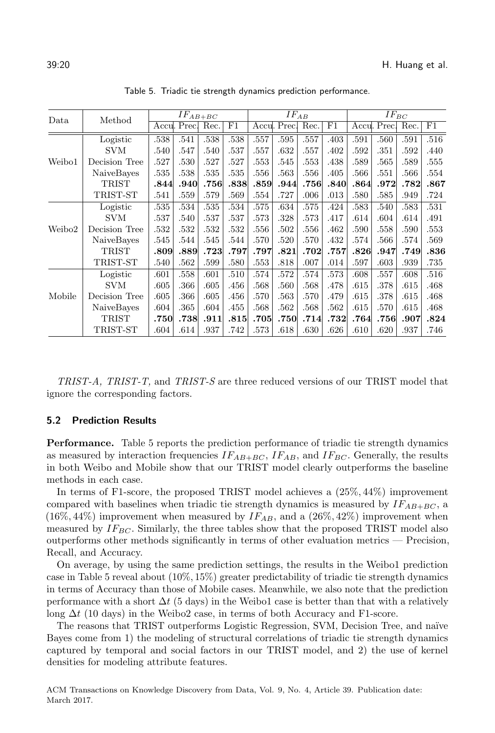Table 5. Triadic tie strength dynamics prediction performance.

| Data | Method | $IF_{AB+BC}$ | | | | $IF_{AB}$ | | | | $IF_{BC}$ | | | |
|---|---|---|---|---|---|---|---|---|---|---|---|---|---|
| | | Accu. | Prec. | Rec. | F1 | Accu. | Prec. | Rec. | F1 | Accu. | Prec. | Rec. | F1 |
| Weibo1 | Logistic | .538 | .541 | .538 | .538 | .557 | .595 | .557 | .403 | .591 | .560 | .591 | .516 |
| | SVM | .540 | .547 | .540 | .537 | .557 | .632 | .557 | .402 | .592 | .351 | .592 | .440 |
| | Decision Tree | .527 | .530 | .527 | .527 | .553 | .545 | .553 | .438 | .589 | .565 | .589 | .555 |
| | NaiveBayes | .535 | .538 | .535 | .535 | .556 | .563 | .556 | .405 | .566 | .551 | .566 | .554 |
| | TRIST | **.844** | **.940** | **.756** | **.838** | **.859** | **.944** | **.756** | **.840** | **.864** | **.972** | **.782** | **.867** |
| | TRIST-ST | .541 | .559 | .579 | .569 | .554 | .727 | .006 | .013 | .580 | .585 | .949 | .724 |
| Weibo2 | Logistic | .535 | .534 | .535 | .534 | .575 | .634 | .575 | .424 | .583 | .540 | .583 | .531 |
| | SVM | .537 | .540 | .537 | .537 | .573 | .328 | .573 | .417 | .614 | .604 | .614 | .491 |
| | Decision Tree | .532 | .532 | .532 | .532 | .556 | .502 | .556 | .462 | .590 | .558 | .590 | .553 |
| | NaiveBayes | .545 | .544 | .545 | .544 | .570 | .520 | .570 | .432 | .574 | .566 | .574 | .569 |
| | TRIST | **.809** | **.889** | **.723** | **.797** | **.797** | **.821** | **.702** | **.757** | **.826** | **.947** | **.749** | **.836** |
| | TRIST-ST | .540 | .562 | .599 | .580 | .553 | .818 | .007 | .014 | .597 | .603 | .939 | .735 |
| Mobile | Logistic | .601 | .558 | .601 | .510 | .574 | .572 | .574 | .573 | .608 | .557 | .608 | .516 |
| | SVM | .605 | .366 | .605 | .456 | .568 | .560 | .568 | .478 | .615 | .378 | .615 | .468 |
| | Decision Tree | .605 | .366 | .605 | .456 | .570 | .563 | .570 | .479 | .615 | .378 | .615 | .468 |
| | NaiveBayes | .604 | .365 | .604 | .455 | .568 | .562 | .568 | .562 | .615 | .570 | .615 | .468 |
| | TRIST | **.750** | **.738** | **.911** | **.815** | **.705** | **.750** | **.714** | **.732** | **.764** | **.756** | **.907** | **.824** |
| | TRIST-ST | .604 | .614 | .937 | .742 | .573 | .618 | .630 | .626 | .610 | .620 | .937 | .746 |

*TRIST-A, TRIST-T,* and *TRIST-S* are three reduced versions of our TRIST model that ignore the corresponding factors.

### 5.2 Prediction Results

**Performance.** Table 5 reports the prediction performance of triadic tie strength dynamics as measured by interaction frequencies $IF_{AB+BC}$, $IF_{AB}$, and $IF_{BC}$. Generally, the results in both Weibo and Mobile show that our TRIST model clearly outperforms the baseline methods in each case.

In terms of F1-score, the proposed TRIST model achieves a $(25\%, 44\%)$ improvement compared with baselines when triadic tie strength dynamics is measured by $IF_{AB+BC}$, a $(16\%, 44\%)$ improvement when measured by $IF_{AB}$, and a $(26\%, 42\%)$ improvement when measured by $IF_{BC}$. Similarly, the three tables show that the proposed TRIST model also outperforms other methods significantly in terms of other evaluation metrics — Precision, Recall, and Accuracy.

On average, by using the same prediction settings, the results in the Weibo1 prediction case in Table 5 reveal about $(10\%, 15\%)$ greater predictability of triadic tie strength dynamics in terms of Accuracy than those of Mobile cases. Meanwhile, we also note that the prediction performance with a short $\Delta t$ (5 days) in the Weibo1 case is better than that with a relatively long $\Delta t$ (10 days) in the Weibo2 case, in terms of both Accuracy and F1-score.

The reasons that TRIST outperforms Logistic Regression, SVM, Decision Tree, and naïve Bayes come from 1) the modeling of structural correlations of triadic tie strength dynamics captured by temporal and social factors in our TRIST model, and 2) the use of kernel densities for modeling attribute features.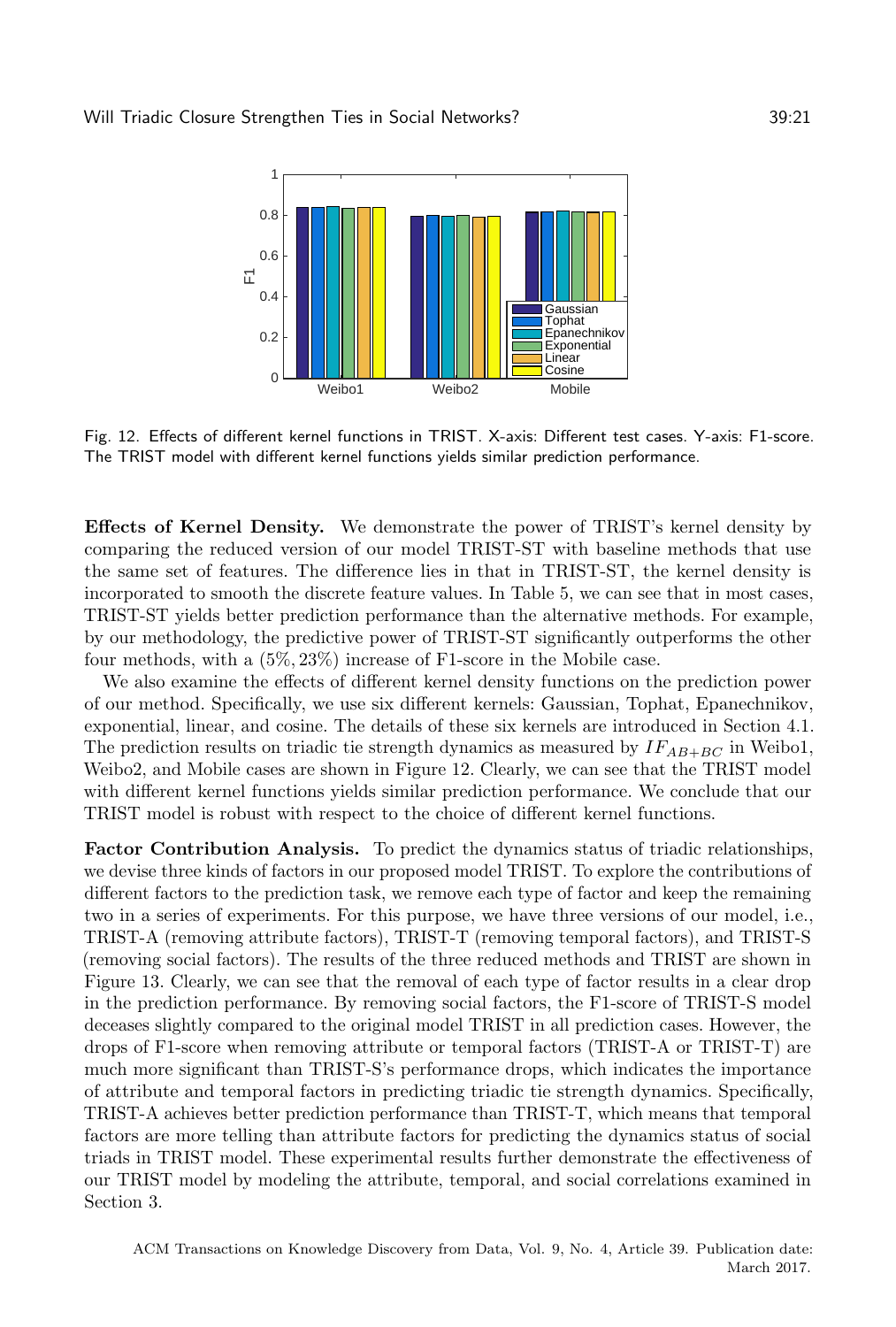Fig. 12. Effects of different kernel functions in TRIST. X-axis: Different test cases. Y-axis: F1-score. The TRIST model with different kernel functions yields similar prediction performance.

**Effects of Kernel Density.** We demonstrate the power of TRIST's kernel density by comparing the reduced version of our model TRIST-ST with baseline methods that use the same set of features. The difference lies in that in TRIST-ST, the kernel density is incorporated to smooth the discrete feature values. In Table 5, we can see that in most cases, TRIST-ST yields better prediction performance than the alternative methods. For example, by our methodology, the predictive power of TRIST-ST significantly outperforms the other four methods, with a $(5\%, 23\%)$ increase of F1-score in the Mobile case.

We also examine the effects of different kernel density functions on the prediction power of our method. Specifically, we use six different kernels: Gaussian, Tophat, Epanechnikov, exponential, linear, and cosine. The details of these six kernels are introduced in Section 4.1. The prediction results on triadic tie strength dynamics as measured by $IF_{AB+BC}$ in Weibo1, Weibo2, and Mobile cases are shown in Figure 12. Clearly, we can see that the TRIST model with different kernel functions yields similar prediction performance. We conclude that our TRIST model is robust with respect to the choice of different kernel functions.

**Factor Contribution Analysis.** To predict the dynamics status of triadic relationships, we devise three kinds of factors in our proposed model TRIST. To explore the contributions of different factors to the prediction task, we remove each type of factor and keep the remaining two in a series of experiments. For this purpose, we have three versions of our model, i.e., TRIST-A (removing attribute factors), TRIST-T (removing temporal factors), and TRIST-S (removing social factors). The results of the three reduced methods and TRIST are shown in Figure 13. Clearly, we can see that the removal of each type of factor results in a clear drop in the prediction performance. By removing social factors, the F1-score of TRIST-S model deceases slightly compared to the original model TRIST in all prediction cases. However, the drops of F1-score when removing attribute or temporal factors (TRIST-A or TRIST-T) are much more significant than TRIST-S's performance drops, which indicates the importance of attribute and temporal factors in predicting triadic tie strength dynamics. Specifically, TRIST-A achieves better prediction performance than TRIST-T, which means that temporal factors are more telling than attribute factors for predicting the dynamics status of social triads in TRIST model. These experimental results further demonstrate the effectiveness of our TRIST model by modeling the attribute, temporal, and social correlations examined in Section 3.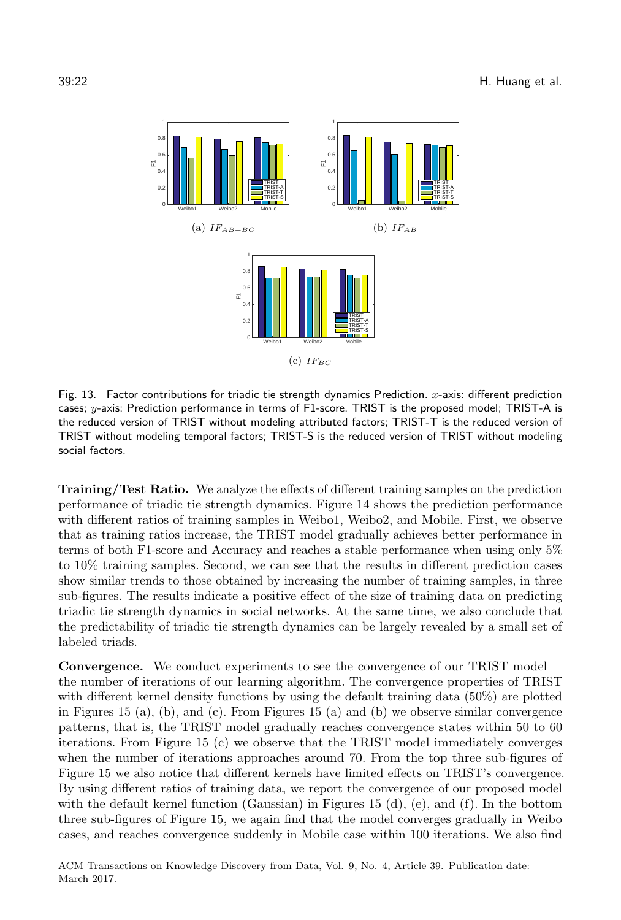(a) $IF_{AB+BC}$

(b) $IF_{AB}$

(c) $IF_{BC}$

Fig. 13. Factor contributions for triadic tie strength dynamics Prediction. $x$-axis: different prediction cases; $y$-axis: Prediction performance in terms of F1-score. TRIST is the proposed model; TRIST-A is the reduced version of TRIST without modeling attributed factors; TRIST-T is the reduced version of TRIST without modeling temporal factors; TRIST-S is the reduced version of TRIST without modeling social factors.

**Training/Test Ratio.** We analyze the effects of different training samples on the prediction performance of triadic tie strength dynamics. Figure 14 shows the prediction performance with different ratios of training samples in Weibo1, Weibo2, and Mobile. First, we observe that as training ratios increase, the TRIST model gradually achieves better performance in terms of both F1-score and Accuracy and reaches a stable performance when using only 5% to 10% training samples. Second, we can see that the results in different prediction cases show similar trends to those obtained by increasing the number of training samples, in three sub-figures. The results indicate a positive effect of the size of training data on predicting triadic tie strength dynamics in social networks. At the same time, we also conclude that the predictability of triadic tie strength dynamics can be largely revealed by a small set of labeled triads.

**Convergence.** We conduct experiments to see the convergence of our TRIST model — the number of iterations of our learning algorithm. The convergence properties of TRIST with different kernel density functions by using the default training data (50%) are plotted in Figures 15 (a), (b), and (c). From Figures 15 (a) and (b) we observe similar convergence patterns, that is, the TRIST model gradually reaches convergence states within 50 to 60 iterations. From Figure 15 (c) we observe that the TRIST model immediately converges when the number of iterations approaches around 70. From the top three sub-figures of Figure 15 we also notice that different kernels have limited effects on TRIST's convergence. By using different ratios of training data, we report the convergence of our proposed model with the default kernel function (Gaussian) in Figures 15 (d), (e), and (f). In the bottom three sub-figures of Figure 15, we again find that the model converges gradually in Weibo cases, and reaches convergence suddenly in Mobile case within 100 iterations. We also find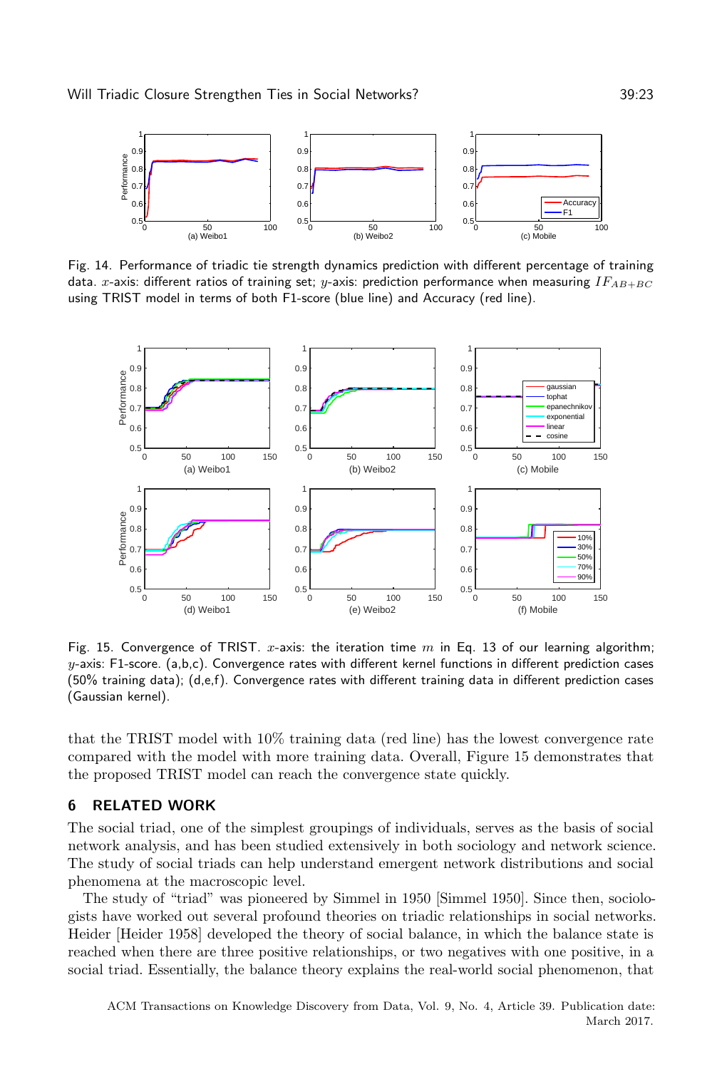Fig. 14. Performance of triadic tie strength dynamics prediction with different percentage of training data. $x$-axis: different ratios of training set; $y$-axis: prediction performance when measuring $IF_{AB+BC}$ using TRIST model in terms of both F1-score (blue line) and Accuracy (red line).

Fig. 15. Convergence of TRIST. $x$-axis: the iteration time $m$ in Eq. 13 of our learning algorithm; $y$-axis: F1-score. (a,b,c). Convergence rates with different kernel functions in different prediction cases (50% training data); (d,e,f). Convergence rates with different training data in different prediction cases (Gaussian kernel).

that the TRIST model with 10% training data (red line) has the lowest convergence rate compared with the model with more training data. Overall, Figure 15 demonstrates that the proposed TRIST model can reach the convergence state quickly.

## 6 RELATED WORK

The social triad, one of the simplest groupings of individuals, serves as the basis of social network analysis, and has been studied extensively in both sociology and network science. The study of social triads can help understand emergent network distributions and social phenomena at the macroscopic level.

The study of "triad" was pioneered by Simmel in 1950 [Simmel 1950]. Since then, sociologists have worked out several profound theories on triadic relationships in social networks. Heider [Heider 1958] developed the theory of social balance, in which the balance state is reached when there are three positive relationships, or two negatives with one positive, in a social triad. Essentially, the balance theory explains the real-world social phenomenon, that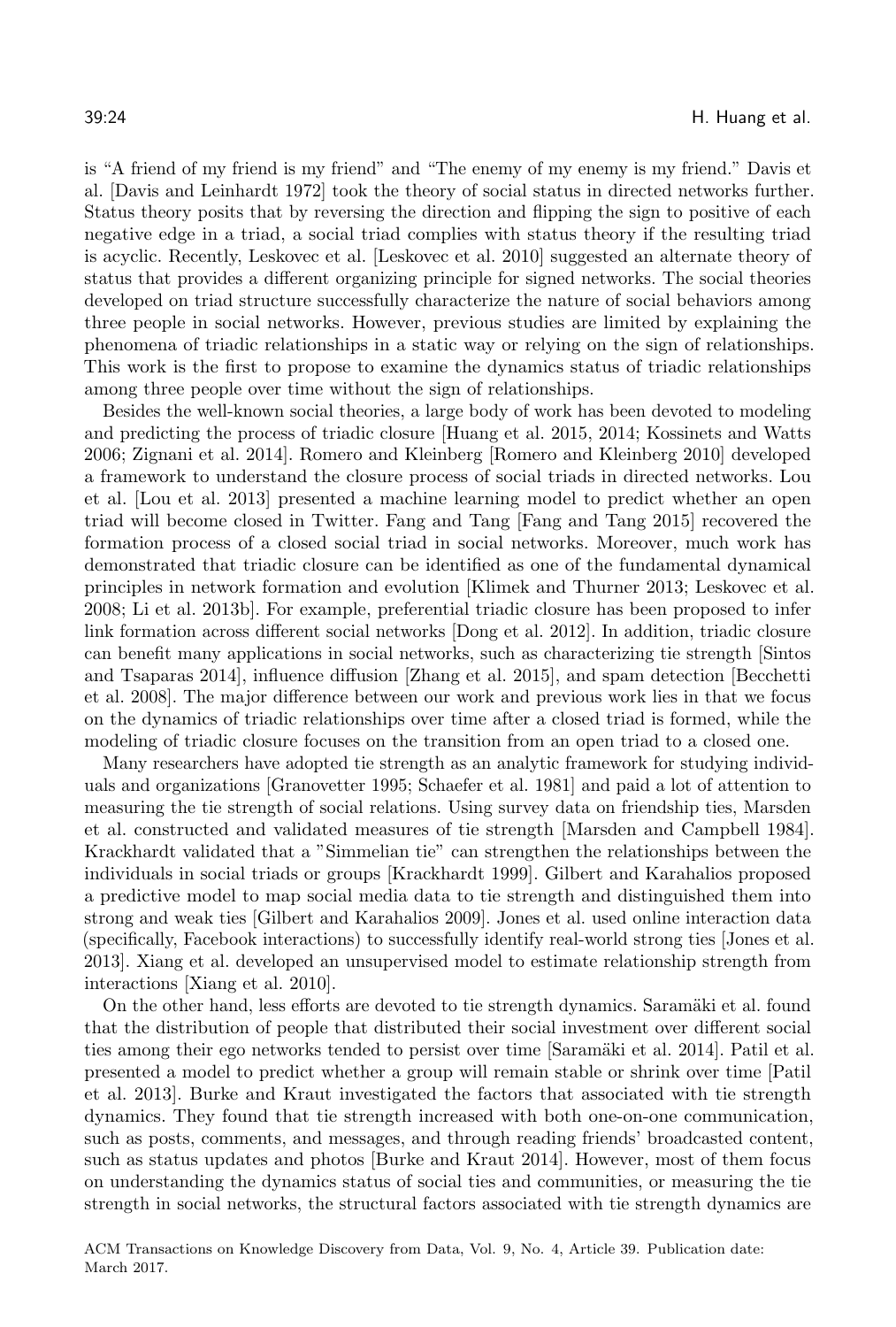is "A friend of my friend is my friend" and "The enemy of my enemy is my friend." Davis et al. [Davis and Leinhardt 1972] took the theory of social status in directed networks further. Status theory posits that by reversing the direction and flipping the sign to positive of each negative edge in a triad, a social triad complies with status theory if the resulting triad is acyclic. Recently, Leskovec et al. [Leskovec et al. 2010] suggested an alternate theory of status that provides a different organizing principle for signed networks. The social theories developed on triad structure successfully characterize the nature of social behaviors among three people in social networks. However, previous studies are limited by explaining the phenomena of triadic relationships in a static way or relying on the sign of relationships. This work is the first to propose to examine the dynamics status of triadic relationships among three people over time without the sign of relationships.

Besides the well-known social theories, a large body of work has been devoted to modeling and predicting the process of triadic closure [Huang et al. 2015, 2014; Kossinets and Watts 2006; Zignani et al. 2014]. Romero and Kleinberg [Romero and Kleinberg 2010] developed a framework to understand the closure process of social triads in directed networks. Lou et al. [Lou et al. 2013] presented a machine learning model to predict whether an open triad will become closed in Twitter. Fang and Tang [Fang and Tang 2015] recovered the formation process of a closed social triad in social networks. Moreover, much work has demonstrated that triadic closure can be identified as one of the fundamental dynamical principles in network formation and evolution [Klimek and Thurner 2013; Leskovec et al. 2008; Li et al. 2013b]. For example, preferential triadic closure has been proposed to infer link formation across different social networks [Dong et al. 2012]. In addition, triadic closure can benefit many applications in social networks, such as characterizing tie strength [Sintos and Tsaparas 2014], influence diffusion [Zhang et al. 2015], and spam detection [Becchetti et al. 2008]. The major difference between our work and previous work lies in that we focus on the dynamics of triadic relationships over time after a closed triad is formed, while the modeling of triadic closure focuses on the transition from an open triad to a closed one.

Many researchers have adopted tie strength as an analytic framework for studying individuals and organizations [Granovetter 1995; Schaefer et al. 1981] and paid a lot of attention to measuring the tie strength of social relations. Using survey data on friendship ties, Marsden et al. constructed and validated measures of tie strength [Marsden and Campbell 1984]. Krackhardt validated that a "Simmelian tie" can strengthen the relationships between the individuals in social triads or groups [Krackhardt 1999]. Gilbert and Karahalios proposed a predictive model to map social media data to tie strength and distinguished them into strong and weak ties [Gilbert and Karahalios 2009]. Jones et al. used online interaction data (specifically, Facebook interactions) to successfully identify real-world strong ties [Jones et al. 2013]. Xiang et al. developed an unsupervised model to estimate relationship strength from interactions [Xiang et al. 2010].

On the other hand, less efforts are devoted to tie strength dynamics. Saramäki et al. found that the distribution of people that distributed their social investment over different social ties among their ego networks tended to persist over time [Saramäki et al. 2014]. Patil et al. presented a model to predict whether a group will remain stable or shrink over time [Patil et al. 2013]. Burke and Kraut investigated the factors that associated with tie strength dynamics. They found that tie strength increased with both one-on-one communication, such as posts, comments, and messages, and through reading friends' broadcasted content, such as status updates and photos [Burke and Kraut 2014]. However, most of them focus on understanding the dynamics status of social ties and communities, or measuring the tie strength in social networks, the structural factors associated with tie strength dynamics are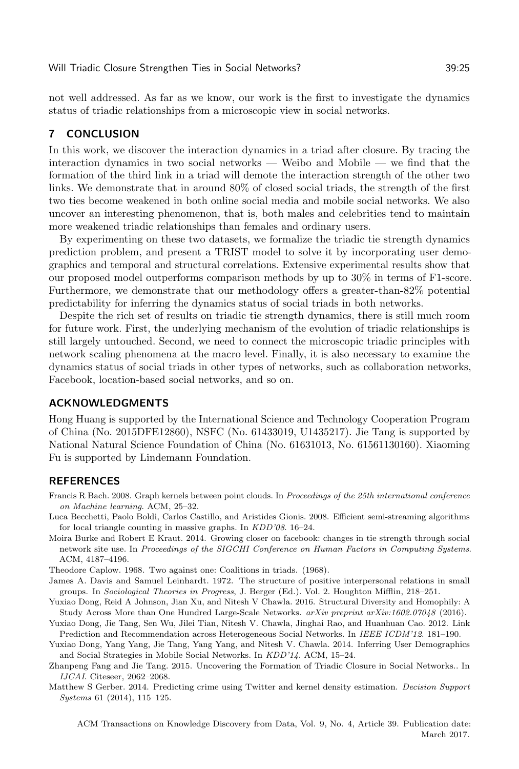not well addressed. As far as we know, our work is the first to investigate the dynamics status of triadic relationships from a microscopic view in social networks.

## 7 CONCLUSION

In this work, we discover the interaction dynamics in a triad after closure. By tracing the interaction dynamics in two social networks — Weibo and Mobile — we find that the formation of the third link in a triad will demote the interaction strength of the other two links. We demonstrate that in around 80% of closed social triads, the strength of the first two ties become weakened in both online social media and mobile social networks. We also uncover an interesting phenomenon, that is, both males and celebrities tend to maintain more weakened triadic relationships than females and ordinary users.

By experimenting on these two datasets, we formalize the triadic tie strength dynamics prediction problem, and present a TRIST model to solve it by incorporating user demographics and temporal and structural correlations. Extensive experimental results show that our proposed model outperforms comparison methods by up to 30% in terms of F1-score. Furthermore, we demonstrate that our methodology offers a greater-than-82% potential predictability for inferring the dynamics status of social triads in both networks.

Despite the rich set of results on triadic tie strength dynamics, there is still much room for future work. First, the underlying mechanism of the evolution of triadic relationships is still largely untouched. Second, we need to connect the microscopic triadic principles with network scaling phenomena at the macro level. Finally, it is also necessary to examine the dynamics status of social triads in other types of networks, such as collaboration networks, Facebook, location-based social networks, and so on.

## ACKNOWLEDGMENTS

Hong Huang is supported by the International Science and Technology Cooperation Program of China (No. 2015DFE12860), NSFC (No. 61433019, U1435217). Jie Tang is supported by National Natural Science Foundation of China (No. 61631013, No. 61561130160). Xiaoming Fu is supported by Lindemann Foundation.

## REFERENCES

Francis R Bach. 2008. Graph kernels between point clouds. In *Proceedings of the 25th international conference on Machine learning*. ACM, 25–32.

Luca Becchetti, Paolo Boldi, Carlos Castillo, and Aristides Gionis. 2008. Efficient semi-streaming algorithms for local triangle counting in massive graphs. In *KDD'08*. 16–24.

Moira Burke and Robert E Kraut. 2014. Growing closer on facebook: changes in tie strength through social network site use. In *Proceedings of the SIGCHI Conference on Human Factors in Computing Systems*. ACM, 4187–4196.

Theodore Caplow. 1968. Two against one: Coalitions in triads. (1968).

James A. Davis and Samuel Leinhardt. 1972. The structure of positive interpersonal relations in small groups. In *Sociological Theories in Progress*, J. Berger (Ed.). Vol. 2. Houghton Mifflin, 218–251.

Yuxiao Dong, Reid A Johnson, Jian Xu, and Nitesh V Chawla. 2016. Structural Diversity and Homophily: A Study Across More than One Hundred Large-Scale Networks. *arXiv preprint arXiv:1602.07048* (2016).

Yuxiao Dong, Jie Tang, Sen Wu, Jilei Tian, Nitesh V. Chawla, Jinghai Rao, and Huanhuan Cao. 2012. Link Prediction and Recommendation across Heterogeneous Social Networks. In *IEEE ICDM'12*. 181–190.

Yuxiao Dong, Yang Yang, Jie Tang, Yang Yang, and Nitesh V. Chawla. 2014. Inferring User Demographics and Social Strategies in Mobile Social Networks. In *KDD'14*. ACM, 15–24.

Zhanpeng Fang and Jie Tang. 2015. Uncovering the Formation of Triadic Closure in Social Networks.. In *IJCAI*. Citeseer, 2062–2068.

Matthew S Gerber. 2014. Predicting crime using Twitter and kernel density estimation. *Decision Support Systems* 61 (2014), 115–125.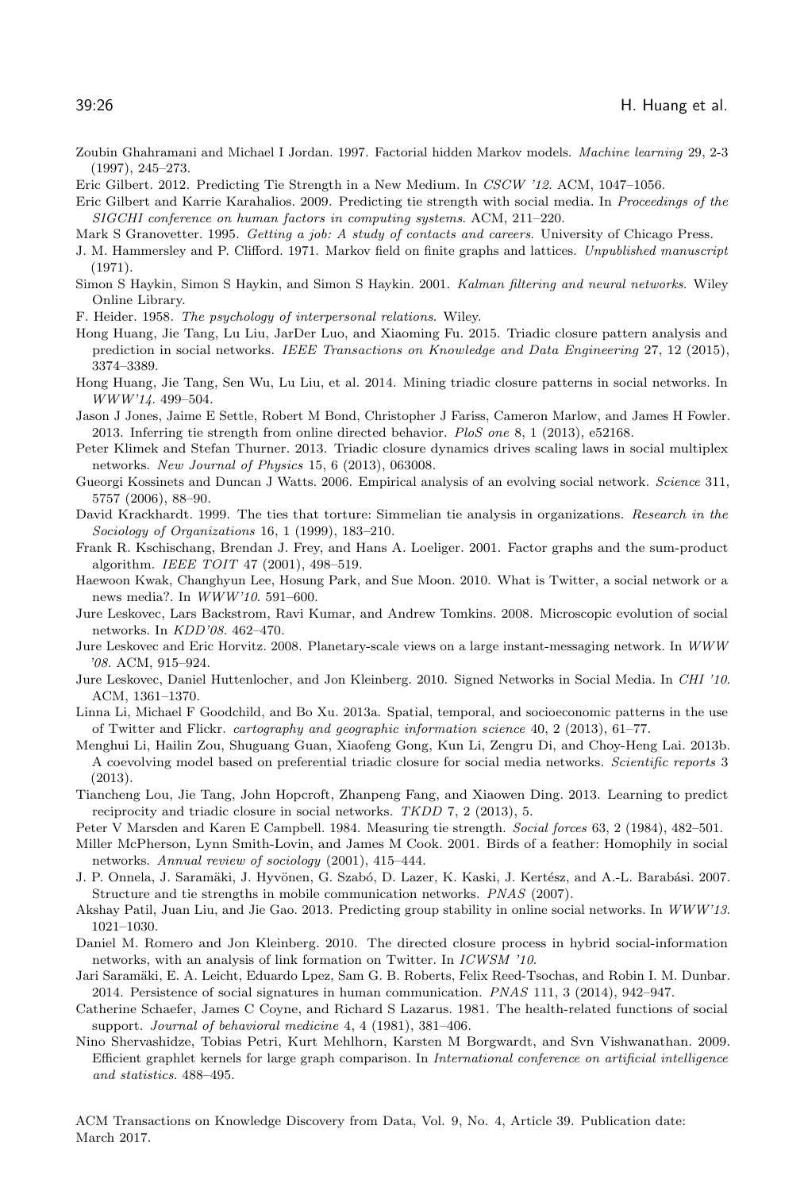Zoubin Ghahramani and Michael I Jordan. 1997. Factorial hidden Markov models. *Machine learning* 29, 2-3 (1997), 245–273.

Eric Gilbert. 2012. Predicting Tie Strength in a New Medium. In *CSCW '12*. ACM, 1047–1056.

Eric Gilbert and Karrie Karahalios. 2009. Predicting tie strength with social media. In *Proceedings of the SIGCHI conference on human factors in computing systems*. ACM, 211–220.

Mark S Granovetter. 1995. *Getting a job: A study of contacts and careers*. University of Chicago Press.

J. M. Hammersley and P. Clifford. 1971. Markov field on finite graphs and lattices. *Unpublished manuscript* (1971).

Simon S Haykin, Simon S Haykin, and Simon S Haykin. 2001. *Kalman filtering and neural networks*. Wiley Online Library.

F. Heider. 1958. *The psychology of interpersonal relations*. Wiley.

Hong Huang, Jie Tang, Lu Liu, JarDer Luo, and Xiaoming Fu. 2015. Triadic closure pattern analysis and prediction in social networks. *IEEE Transactions on Knowledge and Data Engineering* 27, 12 (2015), 3374–3389.

Hong Huang, Jie Tang, Sen Wu, Lu Liu, et al. 2014. Mining triadic closure patterns in social networks. In *WWW'14*. 499–504.

Jason J Jones, Jaime E Settle, Robert M Bond, Christopher J Fariss, Cameron Marlow, and James H Fowler. 2013. Inferring tie strength from online directed behavior. *PloS one* 8, 1 (2013), e52168.

Peter Klimek and Stefan Thurner. 2013. Triadic closure dynamics drives scaling laws in social multiplex networks. *New Journal of Physics* 15, 6 (2013), 063008.

Gueorgi Kossinets and Duncan J Watts. 2006. Empirical analysis of an evolving social network. *Science* 311, 5757 (2006), 88–90.

David Krackhardt. 1999. The ties that torture: Simmelian tie analysis in organizations. *Research in the Sociology of Organizations* 16, 1 (1999), 183–210.

Frank R. Kschischang, Brendan J. Frey, and Hans A. Loeliger. 2001. Factor graphs and the sum-product algorithm. *IEEE TOIT* 47 (2001), 498–519.

Haewoon Kwak, Changhyun Lee, Hosung Park, and Sue Moon. 2010. What is Twitter, a social network or a news media?. In *WWW'10*. 591–600.

Jure Leskovec, Lars Backstrom, Ravi Kumar, and Andrew Tomkins. 2008. Microscopic evolution of social networks. In *KDD'08*. 462–470.

Jure Leskovec and Eric Horvitz. 2008. Planetary-scale views on a large instant-messaging network. In *WWW '08*. ACM, 915–924.

Jure Leskovec, Daniel Huttenlocher, and Jon Kleinberg. 2010. Signed Networks in Social Media. In *CHI '10*. ACM, 1361–1370.

Linna Li, Michael F Goodchild, and Bo Xu. 2013a. Spatial, temporal, and socioeconomic patterns in the use of Twitter and Flickr. *cartography and geographic information science* 40, 2 (2013), 61–77.

Menghui Li, Hailin Zou, Shuguang Guan, Xiaofeng Gong, Kun Li, Zengru Di, and Choy-Heng Lai. 2013b. A coevolving model based on preferential triadic closure for social media networks. *Scientific reports* 3 (2013).

Tiancheng Lou, Jie Tang, John Hopcroft, Zhanpeng Fang, and Xiaowen Ding. 2013. Learning to predict reciprocity and triadic closure in social networks. *TKDD* 7, 2 (2013), 5.

Peter V Marsden and Karen E Campbell. 1984. Measuring tie strength. *Social forces* 63, 2 (1984), 482–501.

Miller McPherson, Lynn Smith-Lovin, and James M Cook. 2001. Birds of a feather: Homophily in social networks. *Annual review of sociology* (2001), 415–444.

J. P. Onnela, J. Saramäki, J. Hyvönen, G. Szabó, D. Lazer, K. Kaski, J. Kertész, and A.-L. Barabási. 2007. Structure and tie strengths in mobile communication networks. *PNAS* (2007).

Akshay Patil, Juan Liu, and Jie Gao. 2013. Predicting group stability in online social networks. In *WWW'13*. 1021–1030.

Daniel M. Romero and Jon Kleinberg. 2010. The directed closure process in hybrid social-information networks, with an analysis of link formation on Twitter. In *ICWSM '10*.

Jari Saramäki, E. A. Leicht, Eduardo Lpez, Sam G. B. Roberts, Felix Reed-Tsochas, and Robin I. M. Dunbar. 2014. Persistence of social signatures in human communication. *PNAS* 111, 3 (2014), 942–947.

Catherine Schaefer, James C Coyne, and Richard S Lazarus. 1981. The health-related functions of social support. *Journal of behavioral medicine* 4, 4 (1981), 381–406.

Nino Shervashidze, Tobias Petri, Kurt Mehlhorn, Karsten M Borgwardt, and Svn Vishwanathan. 2009. Efficient graphlet kernels for large graph comparison. In *International conference on artificial intelligence and statistics*. 488–495.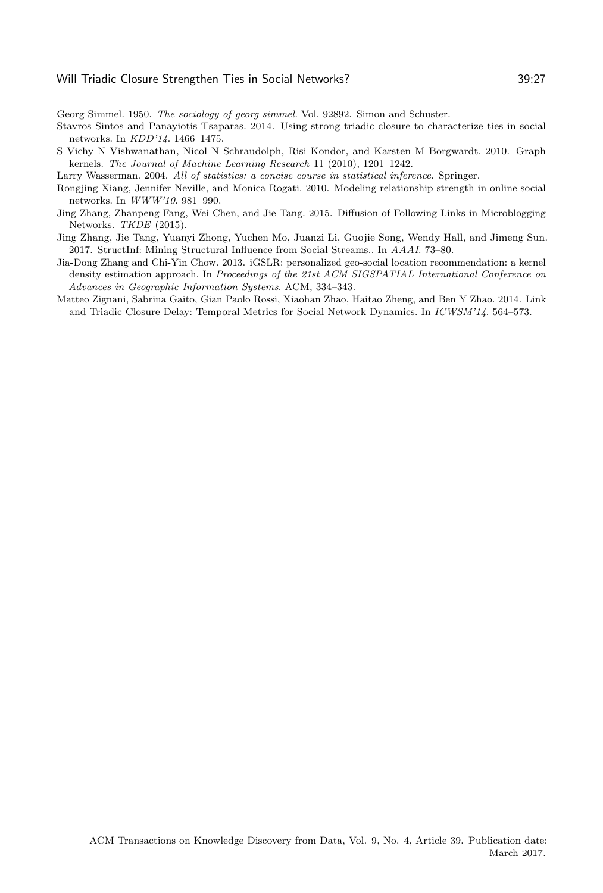Georg Simmel. 1950. *The sociology of georg simmel*. Vol. 92892. Simon and Schuster.

Stavros Sintos and Panayiotis Tsaparas. 2014. Using strong triadic closure to characterize ties in social networks. In *KDD'14*. 1466–1475.

S Vichy N Vishwanathan, Nicol N Schraudolph, Risi Kondor, and Karsten M Borgwardt. 2010. Graph kernels. *The Journal of Machine Learning Research* 11 (2010), 1201–1242.

Larry Wasserman. 2004. *All of statistics: a concise course in statistical inference*. Springer.

Rongjing Xiang, Jennifer Neville, and Monica Rogati. 2010. Modeling relationship strength in online social networks. In *WWW'10*. 981–990.

Jing Zhang, Zhanpeng Fang, Wei Chen, and Jie Tang. 2015. Diffusion of Following Links in Microblogging Networks. *TKDE* (2015).

Jing Zhang, Jie Tang, Yuanyi Zhong, Yuchen Mo, Juanzi Li, Guojie Song, Wendy Hall, and Jimeng Sun. 2017. StructInf: Mining Structural Influence from Social Streams.. In *AAAI*. 73–80.

Jia-Dong Zhang and Chi-Yin Chow. 2013. iGSLR: personalized geo-social location recommendation: a kernel density estimation approach. In *Proceedings of the 21st ACM SIGSPATIAL International Conference on Advances in Geographic Information Systems*. ACM, 334–343.

Matteo Zignani, Sabrina Gaito, Gian Paolo Rossi, Xiaohan Zhao, Haitao Zheng, and Ben Y Zhao. 2014. Link and Triadic Closure Delay: Temporal Metrics for Social Network Dynamics. In *ICWSM'14*. 564–573.